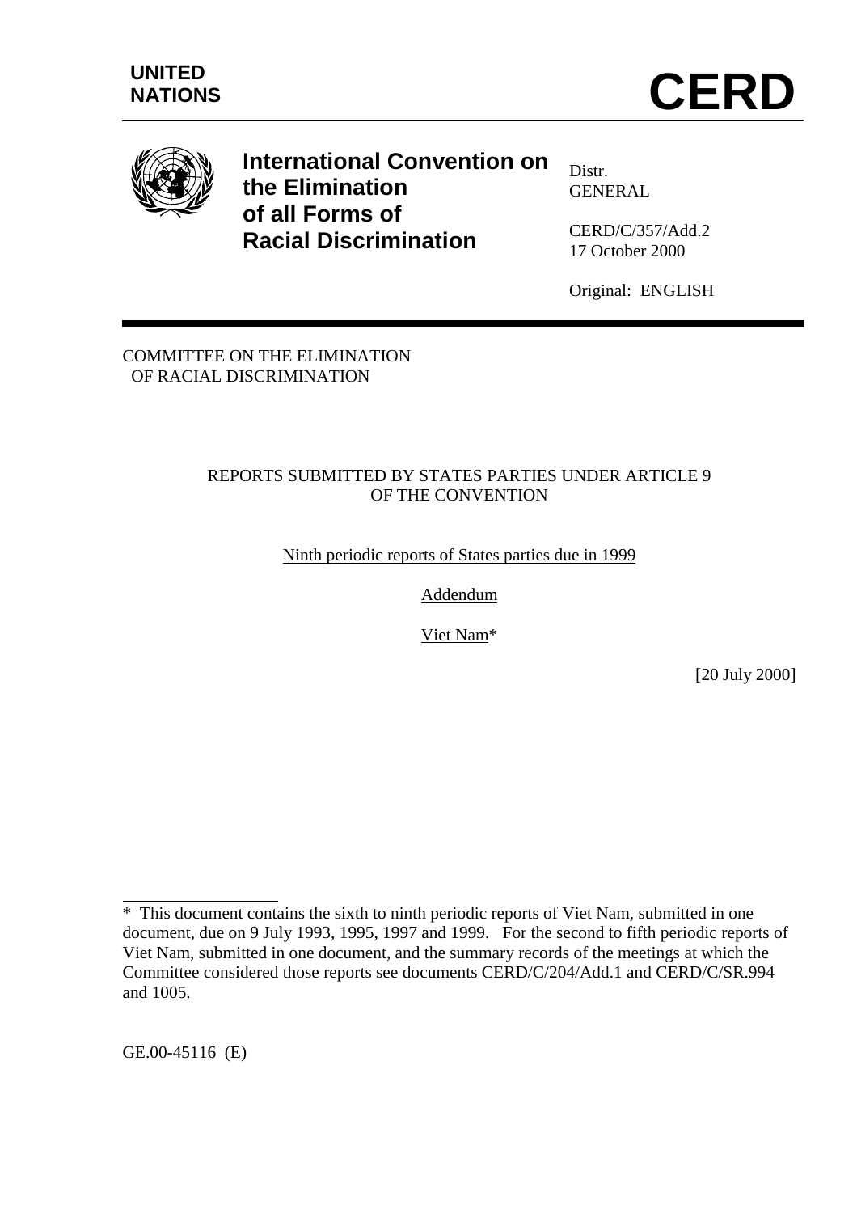UNITED NATIONS

# CERD

**International Convention on the Elimination of all Forms of Racial Discrimination**

Distr.
GENERAL

CERD/C/357/Add.2
17 October 2000

Original: ENGLISH

COMMITTEE ON THE ELIMINATION
OF RACIAL DISCRIMINATION

REPORTS SUBMITTED BY STATES PARTIES UNDER ARTICLE 9
OF THE CONVENTION

Ninth periodic reports of States parties due in 1999

Addendum

Viet Nam*

[20 July 2000]

---

* This document contains the sixth to ninth periodic reports of Viet Nam, submitted in one document, due on 9 July 1993, 1995, 1997 and 1999. For the second to fifth periodic reports of Viet Nam, submitted in one document, and the summary records of the meetings at which the Committee considered those reports see documents CERD/C/204/Add.1 and CERD/C/SR.994 and 1005.

GE.00-45116 (E)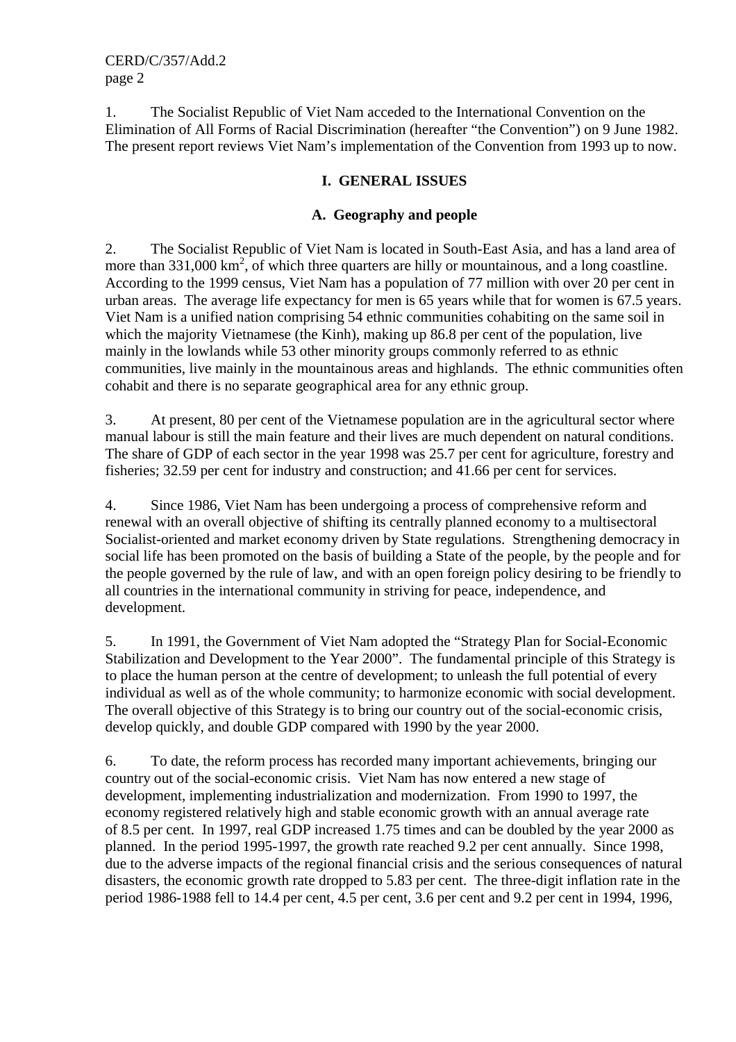1. The Socialist Republic of Viet Nam acceded to the International Convention on the Elimination of All Forms of Racial Discrimination (hereafter "the Convention") on 9 June 1982. The present report reviews Viet Nam's implementation of the Convention from 1993 up to now.

## I. GENERAL ISSUES

### A. Geography and people

2. The Socialist Republic of Viet Nam is located in South-East Asia, and has a land area of more than 331,000 km$^2$, of which three quarters are hilly or mountainous, and a long coastline. According to the 1999 census, Viet Nam has a population of 77 million with over 20 per cent in urban areas. The average life expectancy for men is 65 years while that for women is 67.5 years. Viet Nam is a unified nation comprising 54 ethnic communities cohabiting on the same soil in which the majority Vietnamese (the Kinh), making up 86.8 per cent of the population, live mainly in the lowlands while 53 other minority groups commonly referred to as ethnic communities, live mainly in the mountainous areas and highlands. The ethnic communities often cohabit and there is no separate geographical area for any ethnic group.

3. At present, 80 per cent of the Vietnamese population are in the agricultural sector where manual labour is still the main feature and their lives are much dependent on natural conditions. The share of GDP of each sector in the year 1998 was 25.7 per cent for agriculture, forestry and fisheries; 32.59 per cent for industry and construction; and 41.66 per cent for services.

4. Since 1986, Viet Nam has been undergoing a process of comprehensive reform and renewal with an overall objective of shifting its centrally planned economy to a multisectoral Socialist-oriented and market economy driven by State regulations. Strengthening democracy in social life has been promoted on the basis of building a State of the people, by the people and for the people governed by the rule of law, and with an open foreign policy desiring to be friendly to all countries in the international community in striving for peace, independence, and development.

5. In 1991, the Government of Viet Nam adopted the "Strategy Plan for Social-Economic Stabilization and Development to the Year 2000". The fundamental principle of this Strategy is to place the human person at the centre of development; to unleash the full potential of every individual as well as of the whole community; to harmonize economic with social development. The overall objective of this Strategy is to bring our country out of the social-economic crisis, develop quickly, and double GDP compared with 1990 by the year 2000.

6. To date, the reform process has recorded many important achievements, bringing our country out of the social-economic crisis. Viet Nam has now entered a new stage of development, implementing industrialization and modernization. From 1990 to 1997, the economy registered relatively high and stable economic growth with an annual average rate of 8.5 per cent. In 1997, real GDP increased 1.75 times and can be doubled by the year 2000 as planned. In the period 1995-1997, the growth rate reached 9.2 per cent annually. Since 1998, due to the adverse impacts of the regional financial crisis and the serious consequences of natural disasters, the economic growth rate dropped to 5.83 per cent. The three-digit inflation rate in the period 1986-1988 fell to 14.4 per cent, 4.5 per cent, 3.6 per cent and 9.2 per cent in 1994, 1996,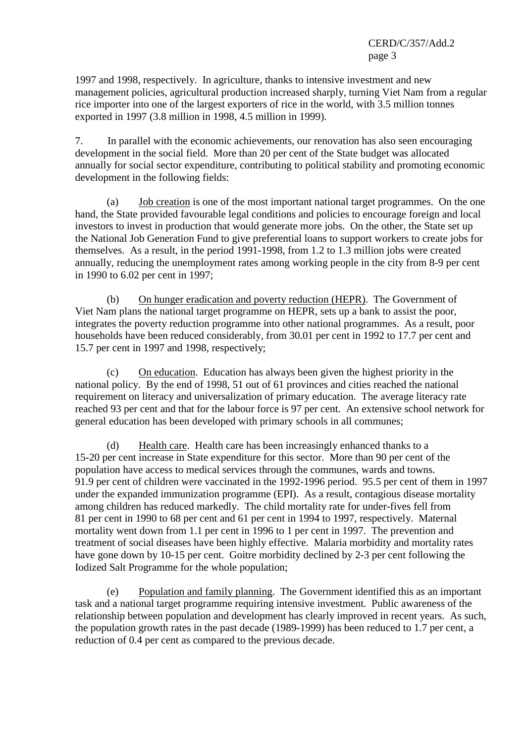1997 and 1998, respectively. In agriculture, thanks to intensive investment and new management policies, agricultural production increased sharply, turning Viet Nam from a regular rice importer into one of the largest exporters of rice in the world, with 3.5 million tonnes exported in 1997 (3.8 million in 1998, 4.5 million in 1999).

7. In parallel with the economic achievements, our renovation has also seen encouraging development in the social field. More than 20 per cent of the State budget was allocated annually for social sector expenditure, contributing to political stability and promoting economic development in the following fields:

(a) Job creation is one of the most important national target programmes. On the one hand, the State provided favourable legal conditions and policies to encourage foreign and local investors to invest in production that would generate more jobs. On the other, the State set up the National Job Generation Fund to give preferential loans to support workers to create jobs for themselves. As a result, in the period 1991-1998, from 1.2 to 1.3 million jobs were created annually, reducing the unemployment rates among working people in the city from 8-9 per cent in 1990 to 6.02 per cent in 1997;

(b) On hunger eradication and poverty reduction (HEPR). The Government of Viet Nam plans the national target programme on HEPR, sets up a bank to assist the poor, integrates the poverty reduction programme into other national programmes. As a result, poor households have been reduced considerably, from 30.01 per cent in 1992 to 17.7 per cent and 15.7 per cent in 1997 and 1998, respectively;

(c) On education. Education has always been given the highest priority in the national policy. By the end of 1998, 51 out of 61 provinces and cities reached the national requirement on literacy and universalization of primary education. The average literacy rate reached 93 per cent and that for the labour force is 97 per cent. An extensive school network for general education has been developed with primary schools in all communes;

(d) Health care. Health care has been increasingly enhanced thanks to a 15-20 per cent increase in State expenditure for this sector. More than 90 per cent of the population have access to medical services through the communes, wards and towns. 91.9 per cent of children were vaccinated in the 1992-1996 period. 95.5 per cent of them in 1997 under the expanded immunization programme (EPI). As a result, contagious disease mortality among children has reduced markedly. The child mortality rate for under-fives fell from 81 per cent in 1990 to 68 per cent and 61 per cent in 1994 to 1997, respectively. Maternal mortality went down from 1.1 per cent in 1996 to 1 per cent in 1997. The prevention and treatment of social diseases have been highly effective. Malaria morbidity and mortality rates have gone down by 10-15 per cent. Goitre morbidity declined by 2-3 per cent following the Iodized Salt Programme for the whole population;

(e) Population and family planning. The Government identified this as an important task and a national target programme requiring intensive investment. Public awareness of the relationship between population and development has clearly improved in recent years. As such, the population growth rates in the past decade (1989-1999) has been reduced to 1.7 per cent, a reduction of 0.4 per cent as compared to the previous decade.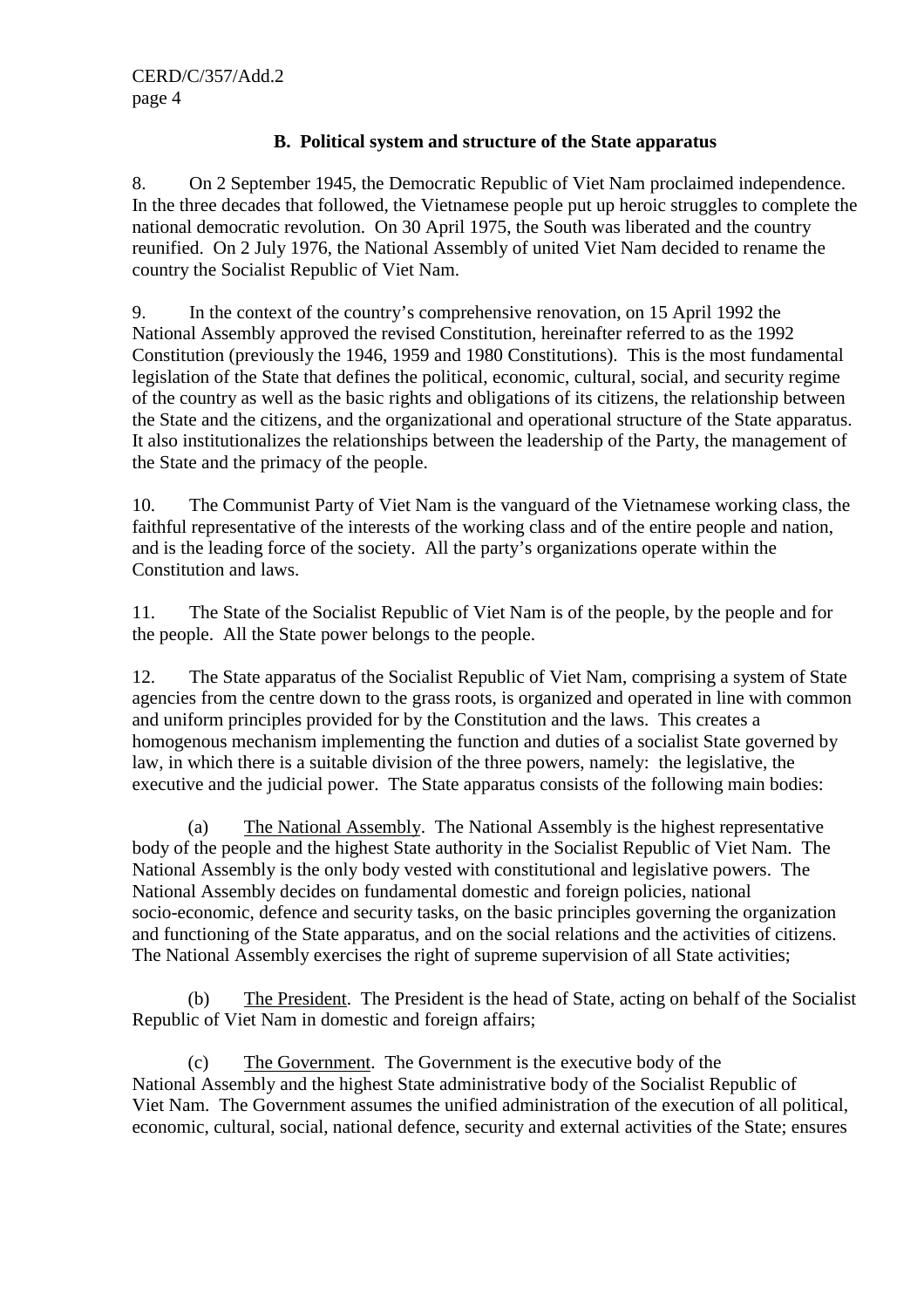### B. Political system and structure of the State apparatus

8. On 2 September 1945, the Democratic Republic of Viet Nam proclaimed independence. In the three decades that followed, the Vietnamese people put up heroic struggles to complete the national democratic revolution. On 30 April 1975, the South was liberated and the country reunified. On 2 July 1976, the National Assembly of united Viet Nam decided to rename the country the Socialist Republic of Viet Nam.

9. In the context of the country's comprehensive renovation, on 15 April 1992 the National Assembly approved the revised Constitution, hereinafter referred to as the 1992 Constitution (previously the 1946, 1959 and 1980 Constitutions). This is the most fundamental legislation of the State that defines the political, economic, cultural, social, and security regime of the country as well as the basic rights and obligations of its citizens, the relationship between the State and the citizens, and the organizational and operational structure of the State apparatus. It also institutionalizes the relationships between the leadership of the Party, the management of the State and the primacy of the people.

10. The Communist Party of Viet Nam is the vanguard of the Vietnamese working class, the faithful representative of the interests of the working class and of the entire people and nation, and is the leading force of the society. All the party's organizations operate within the Constitution and laws.

11. The State of the Socialist Republic of Viet Nam is of the people, by the people and for the people. All the State power belongs to the people.

12. The State apparatus of the Socialist Republic of Viet Nam, comprising a system of State agencies from the centre down to the grass roots, is organized and operated in line with common and uniform principles provided for by the Constitution and the laws. This creates a homogenous mechanism implementing the function and duties of a socialist State governed by law, in which there is a suitable division of the three powers, namely: the legislative, the executive and the judicial power. The State apparatus consists of the following main bodies:

(a) The National Assembly. The National Assembly is the highest representative body of the people and the highest State authority in the Socialist Republic of Viet Nam. The National Assembly is the only body vested with constitutional and legislative powers. The National Assembly decides on fundamental domestic and foreign policies, national socio-economic, defence and security tasks, on the basic principles governing the organization and functioning of the State apparatus, and on the social relations and the activities of citizens. The National Assembly exercises the right of supreme supervision of all State activities;

(b) The President. The President is the head of State, acting on behalf of the Socialist Republic of Viet Nam in domestic and foreign affairs;

(c) The Government. The Government is the executive body of the National Assembly and the highest State administrative body of the Socialist Republic of Viet Nam. The Government assumes the unified administration of the execution of all political, economic, cultural, social, national defence, security and external activities of the State; ensures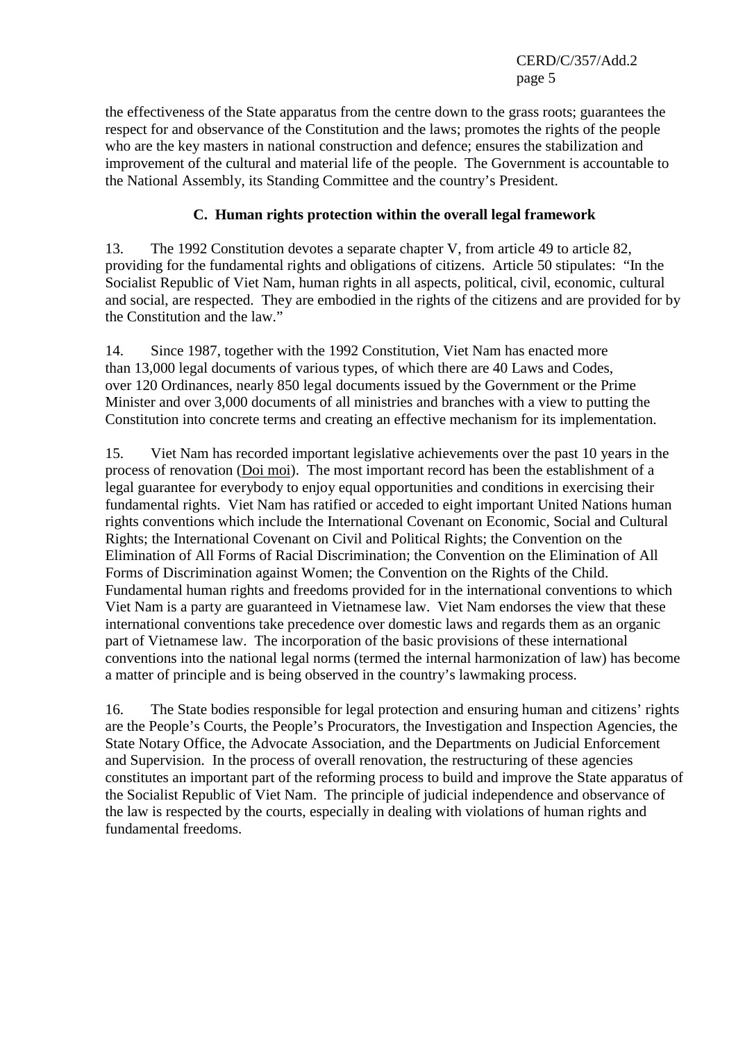the effectiveness of the State apparatus from the centre down to the grass roots; guarantees the respect for and observance of the Constitution and the laws; promotes the rights of the people who are the key masters in national construction and defence; ensures the stabilization and improvement of the cultural and material life of the people. The Government is accountable to the National Assembly, its Standing Committee and the country's President.

### C. Human rights protection within the overall legal framework

13. The 1992 Constitution devotes a separate chapter V, from article 49 to article 82, providing for the fundamental rights and obligations of citizens. Article 50 stipulates: "In the Socialist Republic of Viet Nam, human rights in all aspects, political, civil, economic, cultural and social, are respected. They are embodied in the rights of the citizens and are provided for by the Constitution and the law."

14. Since 1987, together with the 1992 Constitution, Viet Nam has enacted more than 13,000 legal documents of various types, of which there are 40 Laws and Codes, over 120 Ordinances, nearly 850 legal documents issued by the Government or the Prime Minister and over 3,000 documents of all ministries and branches with a view to putting the Constitution into concrete terms and creating an effective mechanism for its implementation.

15. Viet Nam has recorded important legislative achievements over the past 10 years in the process of renovation (Doi moi). The most important record has been the establishment of a legal guarantee for everybody to enjoy equal opportunities and conditions in exercising their fundamental rights. Viet Nam has ratified or acceded to eight important United Nations human rights conventions which include the International Covenant on Economic, Social and Cultural Rights; the International Covenant on Civil and Political Rights; the Convention on the Elimination of All Forms of Racial Discrimination; the Convention on the Elimination of All Forms of Discrimination against Women; the Convention on the Rights of the Child. Fundamental human rights and freedoms provided for in the international conventions to which Viet Nam is a party are guaranteed in Vietnamese law. Viet Nam endorses the view that these international conventions take precedence over domestic laws and regards them as an organic part of Vietnamese law. The incorporation of the basic provisions of these international conventions into the national legal norms (termed the internal harmonization of law) has become a matter of principle and is being observed in the country's lawmaking process.

16. The State bodies responsible for legal protection and ensuring human and citizens' rights are the People's Courts, the People's Procurators, the Investigation and Inspection Agencies, the State Notary Office, the Advocate Association, and the Departments on Judicial Enforcement and Supervision. In the process of overall renovation, the restructuring of these agencies constitutes an important part of the reforming process to build and improve the State apparatus of the Socialist Republic of Viet Nam. The principle of judicial independence and observance of the law is respected by the courts, especially in dealing with violations of human rights and fundamental freedoms.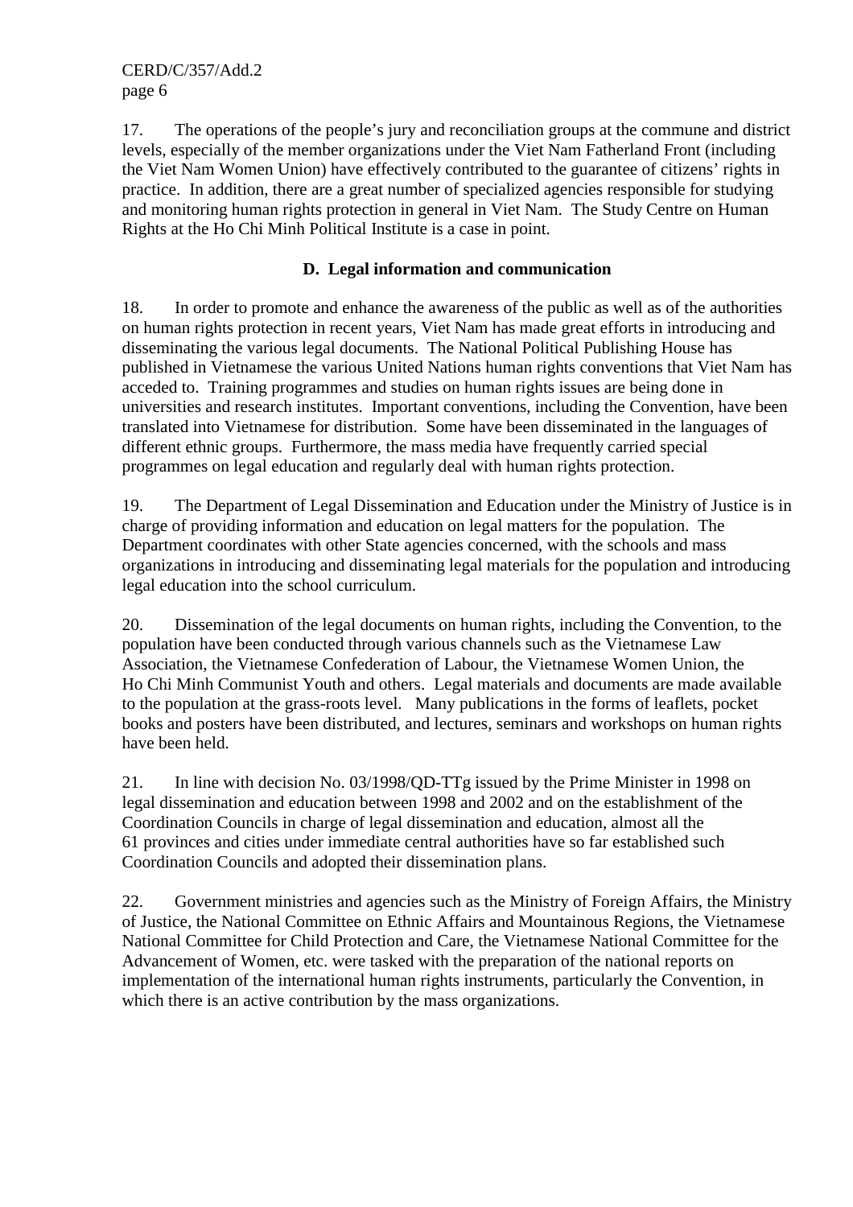17. The operations of the people's jury and reconciliation groups at the commune and district levels, especially of the member organizations under the Viet Nam Fatherland Front (including the Viet Nam Women Union) have effectively contributed to the guarantee of citizens' rights in practice. In addition, there are a great number of specialized agencies responsible for studying and monitoring human rights protection in general in Viet Nam. The Study Centre on Human Rights at the Ho Chi Minh Political Institute is a case in point.

### D. Legal information and communication

18. In order to promote and enhance the awareness of the public as well as of the authorities on human rights protection in recent years, Viet Nam has made great efforts in introducing and disseminating the various legal documents. The National Political Publishing House has published in Vietnamese the various United Nations human rights conventions that Viet Nam has acceded to. Training programmes and studies on human rights issues are being done in universities and research institutes. Important conventions, including the Convention, have been translated into Vietnamese for distribution. Some have been disseminated in the languages of different ethnic groups. Furthermore, the mass media have frequently carried special programmes on legal education and regularly deal with human rights protection.

19. The Department of Legal Dissemination and Education under the Ministry of Justice is in charge of providing information and education on legal matters for the population. The Department coordinates with other State agencies concerned, with the schools and mass organizations in introducing and disseminating legal materials for the population and introducing legal education into the school curriculum.

20. Dissemination of the legal documents on human rights, including the Convention, to the population have been conducted through various channels such as the Vietnamese Law Association, the Vietnamese Confederation of Labour, the Vietnamese Women Union, the Ho Chi Minh Communist Youth and others. Legal materials and documents are made available to the population at the grass-roots level. Many publications in the forms of leaflets, pocket books and posters have been distributed, and lectures, seminars and workshops on human rights have been held.

21. In line with decision No. 03/1998/QD-TTg issued by the Prime Minister in 1998 on legal dissemination and education between 1998 and 2002 and on the establishment of the Coordination Councils in charge of legal dissemination and education, almost all the 61 provinces and cities under immediate central authorities have so far established such Coordination Councils and adopted their dissemination plans.

22. Government ministries and agencies such as the Ministry of Foreign Affairs, the Ministry of Justice, the National Committee on Ethnic Affairs and Mountainous Regions, the Vietnamese National Committee for Child Protection and Care, the Vietnamese National Committee for the Advancement of Women, etc. were tasked with the preparation of the national reports on implementation of the international human rights instruments, particularly the Convention, in which there is an active contribution by the mass organizations.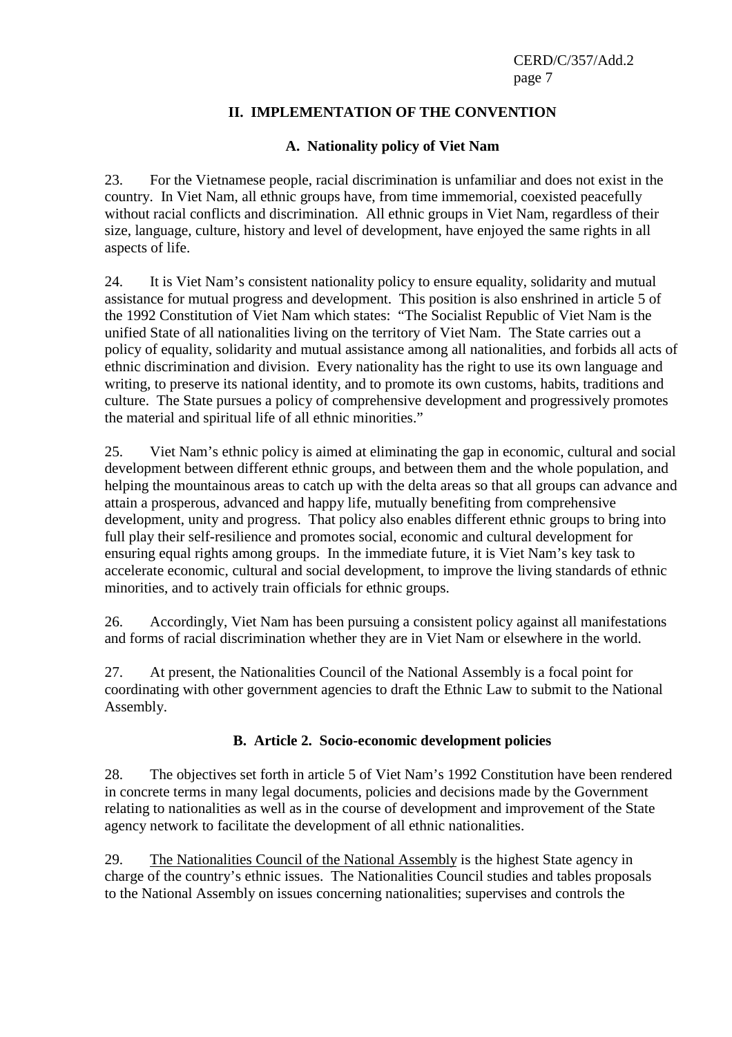## II. IMPLEMENTATION OF THE CONVENTION

### A. Nationality policy of Viet Nam

23. For the Vietnamese people, racial discrimination is unfamiliar and does not exist in the country. In Viet Nam, all ethnic groups have, from time immemorial, coexisted peacefully without racial conflicts and discrimination. All ethnic groups in Viet Nam, regardless of their size, language, culture, history and level of development, have enjoyed the same rights in all aspects of life.

24. It is Viet Nam's consistent nationality policy to ensure equality, solidarity and mutual assistance for mutual progress and development. This position is also enshrined in article 5 of the 1992 Constitution of Viet Nam which states: "The Socialist Republic of Viet Nam is the unified State of all nationalities living on the territory of Viet Nam. The State carries out a policy of equality, solidarity and mutual assistance among all nationalities, and forbids all acts of ethnic discrimination and division. Every nationality has the right to use its own language and writing, to preserve its national identity, and to promote its own customs, habits, traditions and culture. The State pursues a policy of comprehensive development and progressively promotes the material and spiritual life of all ethnic minorities."

25. Viet Nam's ethnic policy is aimed at eliminating the gap in economic, cultural and social development between different ethnic groups, and between them and the whole population, and helping the mountainous areas to catch up with the delta areas so that all groups can advance and attain a prosperous, advanced and happy life, mutually benefiting from comprehensive development, unity and progress. That policy also enables different ethnic groups to bring into full play their self-resilience and promotes social, economic and cultural development for ensuring equal rights among groups. In the immediate future, it is Viet Nam's key task to accelerate economic, cultural and social development, to improve the living standards of ethnic minorities, and to actively train officials for ethnic groups.

26. Accordingly, Viet Nam has been pursuing a consistent policy against all manifestations and forms of racial discrimination whether they are in Viet Nam or elsewhere in the world.

27. At present, the Nationalities Council of the National Assembly is a focal point for coordinating with other government agencies to draft the Ethnic Law to submit to the National Assembly.

### B. Article 2. Socio-economic development policies

28. The objectives set forth in article 5 of Viet Nam's 1992 Constitution have been rendered in concrete terms in many legal documents, policies and decisions made by the Government relating to nationalities as well as in the course of development and improvement of the State agency network to facilitate the development of all ethnic nationalities.

29. The Nationalities Council of the National Assembly is the highest State agency in charge of the country's ethnic issues. The Nationalities Council studies and tables proposals to the National Assembly on issues concerning nationalities; supervises and controls the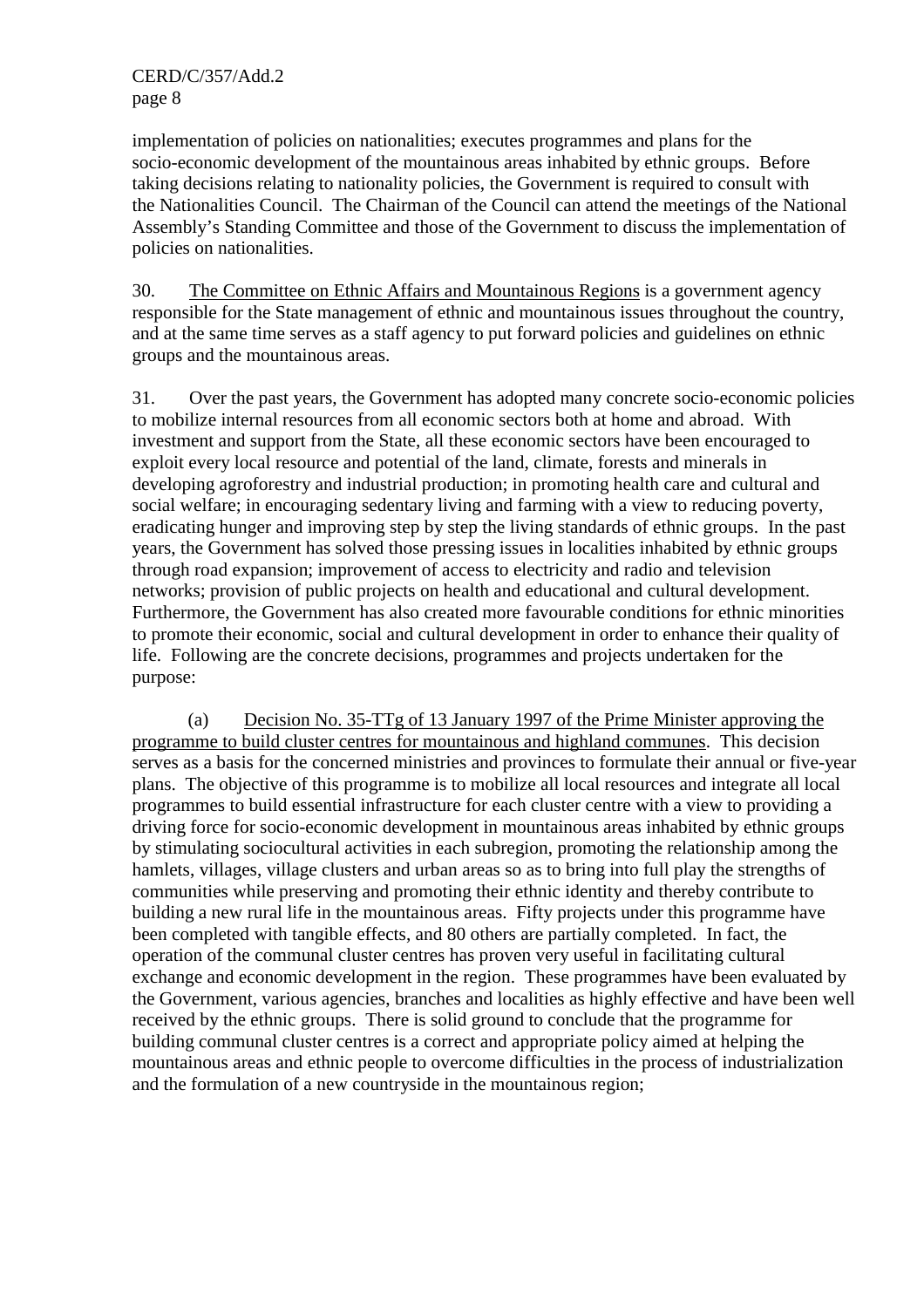implementation of policies on nationalities; executes programmes and plans for the socio-economic development of the mountainous areas inhabited by ethnic groups. Before taking decisions relating to nationality policies, the Government is required to consult with the Nationalities Council. The Chairman of the Council can attend the meetings of the National Assembly's Standing Committee and those of the Government to discuss the implementation of policies on nationalities.

30. The Committee on Ethnic Affairs and Mountainous Regions is a government agency responsible for the State management of ethnic and mountainous issues throughout the country, and at the same time serves as a staff agency to put forward policies and guidelines on ethnic groups and the mountainous areas.

31. Over the past years, the Government has adopted many concrete socio-economic policies to mobilize internal resources from all economic sectors both at home and abroad. With investment and support from the State, all these economic sectors have been encouraged to exploit every local resource and potential of the land, climate, forests and minerals in developing agroforestry and industrial production; in promoting health care and cultural and social welfare; in encouraging sedentary living and farming with a view to reducing poverty, eradicating hunger and improving step by step the living standards of ethnic groups. In the past years, the Government has solved those pressing issues in localities inhabited by ethnic groups through road expansion; improvement of access to electricity and radio and television networks; provision of public projects on health and educational and cultural development. Furthermore, the Government has also created more favourable conditions for ethnic minorities to promote their economic, social and cultural development in order to enhance their quality of life. Following are the concrete decisions, programmes and projects undertaken for the purpose:

(a) Decision No. 35-TTg of 13 January 1997 of the Prime Minister approving the programme to build cluster centres for mountainous and highland communes. This decision serves as a basis for the concerned ministries and provinces to formulate their annual or five-year plans. The objective of this programme is to mobilize all local resources and integrate all local programmes to build essential infrastructure for each cluster centre with a view to providing a driving force for socio-economic development in mountainous areas inhabited by ethnic groups by stimulating sociocultural activities in each subregion, promoting the relationship among the hamlets, villages, village clusters and urban areas so as to bring into full play the strengths of communities while preserving and promoting their ethnic identity and thereby contribute to building a new rural life in the mountainous areas. Fifty projects under this programme have been completed with tangible effects, and 80 others are partially completed. In fact, the operation of the communal cluster centres has proven very useful in facilitating cultural exchange and economic development in the region. These programmes have been evaluated by the Government, various agencies, branches and localities as highly effective and have been well received by the ethnic groups. There is solid ground to conclude that the programme for building communal cluster centres is a correct and appropriate policy aimed at helping the mountainous areas and ethnic people to overcome difficulties in the process of industrialization and the formulation of a new countryside in the mountainous region;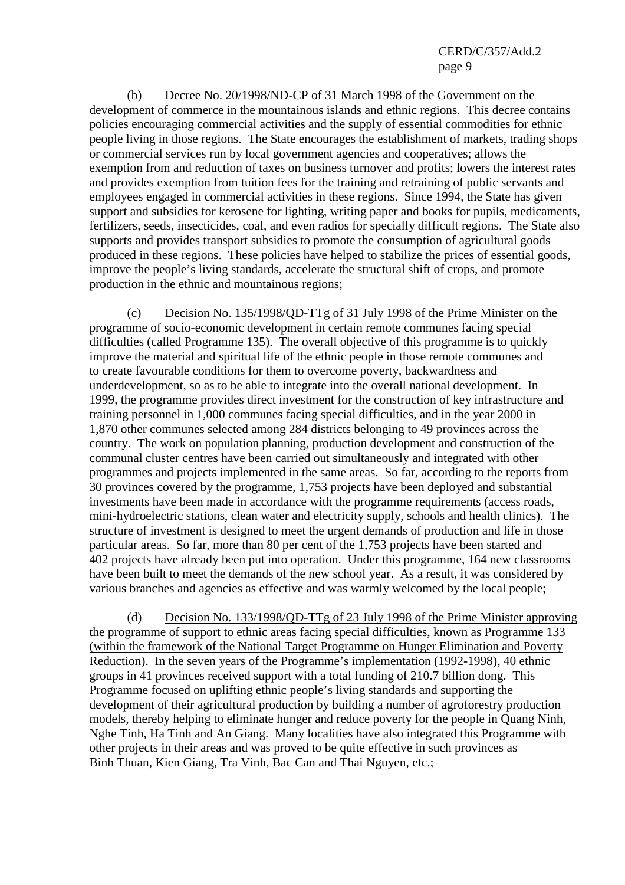(b) Decree No. 20/1998/ND-CP of 31 March 1998 of the Government on the development of commerce in the mountainous islands and ethnic regions. This decree contains policies encouraging commercial activities and the supply of essential commodities for ethnic people living in those regions. The State encourages the establishment of markets, trading shops or commercial services run by local government agencies and cooperatives; allows the exemption from and reduction of taxes on business turnover and profits; lowers the interest rates and provides exemption from tuition fees for the training and retraining of public servants and employees engaged in commercial activities in these regions. Since 1994, the State has given support and subsidies for kerosene for lighting, writing paper and books for pupils, medicaments, fertilizers, seeds, insecticides, coal, and even radios for specially difficult regions. The State also supports and provides transport subsidies to promote the consumption of agricultural goods produced in these regions. These policies have helped to stabilize the prices of essential goods, improve the people's living standards, accelerate the structural shift of crops, and promote production in the ethnic and mountainous regions;

(c) Decision No. 135/1998/QD-TTg of 31 July 1998 of the Prime Minister on the programme of socio-economic development in certain remote communes facing special difficulties (called Programme 135). The overall objective of this programme is to quickly improve the material and spiritual life of the ethnic people in those remote communes and to create favourable conditions for them to overcome poverty, backwardness and underdevelopment, so as to be able to integrate into the overall national development. In 1999, the programme provides direct investment for the construction of key infrastructure and training personnel in 1,000 communes facing special difficulties, and in the year 2000 in 1,870 other communes selected among 284 districts belonging to 49 provinces across the country. The work on population planning, production development and construction of the communal cluster centres have been carried out simultaneously and integrated with other programmes and projects implemented in the same areas. So far, according to the reports from 30 provinces covered by the programme, 1,753 projects have been deployed and substantial investments have been made in accordance with the programme requirements (access roads, mini-hydroelectric stations, clean water and electricity supply, schools and health clinics). The structure of investment is designed to meet the urgent demands of production and life in those particular areas. So far, more than 80 per cent of the 1,753 projects have been started and 402 projects have already been put into operation. Under this programme, 164 new classrooms have been built to meet the demands of the new school year. As a result, it was considered by various branches and agencies as effective and was warmly welcomed by the local people;

(d) Decision No. 133/1998/QD-TTg of 23 July 1998 of the Prime Minister approving the programme of support to ethnic areas facing special difficulties, known as Programme 133 (within the framework of the National Target Programme on Hunger Elimination and Poverty Reduction). In the seven years of the Programme's implementation (1992-1998), 40 ethnic groups in 41 provinces received support with a total funding of 210.7 billion dong. This Programme focused on uplifting ethnic people's living standards and supporting the development of their agricultural production by building a number of agroforestry production models, thereby helping to eliminate hunger and reduce poverty for the people in Quang Ninh, Nghe Tinh, Ha Tinh and An Giang. Many localities have also integrated this Programme with other projects in their areas and was proved to be quite effective in such provinces as Binh Thuan, Kien Giang, Tra Vinh, Bac Can and Thai Nguyen, etc.;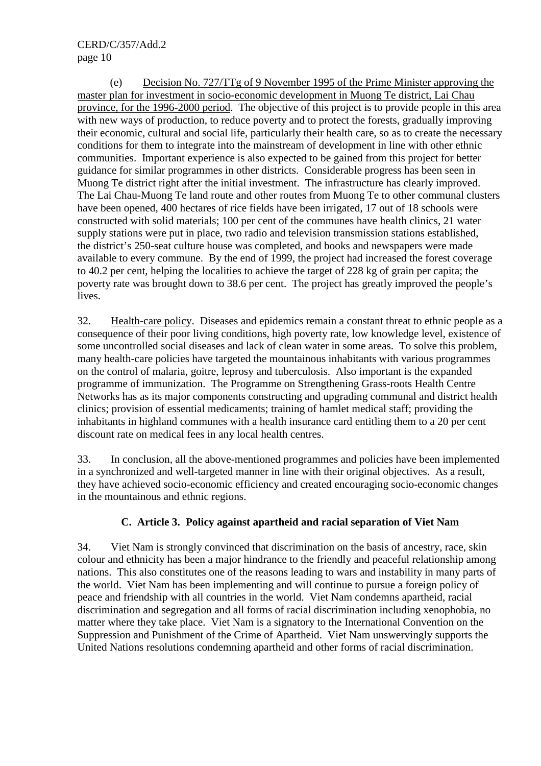(e) Decision No. 727/TTg of 9 November 1995 of the Prime Minister approving the master plan for investment in socio-economic development in Muong Te district, Lai Chau province, for the 1996-2000 period. The objective of this project is to provide people in this area with new ways of production, to reduce poverty and to protect the forests, gradually improving their economic, cultural and social life, particularly their health care, so as to create the necessary conditions for them to integrate into the mainstream of development in line with other ethnic communities. Important experience is also expected to be gained from this project for better guidance for similar programmes in other districts. Considerable progress has been seen in Muong Te district right after the initial investment. The infrastructure has clearly improved. The Lai Chau-Muong Te land route and other routes from Muong Te to other communal clusters have been opened, 400 hectares of rice fields have been irrigated, 17 out of 18 schools were constructed with solid materials; 100 per cent of the communes have health clinics, 21 water supply stations were put in place, two radio and television transmission stations established, the district's 250-seat culture house was completed, and books and newspapers were made available to every commune. By the end of 1999, the project had increased the forest coverage to 40.2 per cent, helping the localities to achieve the target of 228 kg of grain per capita; the poverty rate was brought down to 38.6 per cent. The project has greatly improved the people's lives.

32. Health-care policy. Diseases and epidemics remain a constant threat to ethnic people as a consequence of their poor living conditions, high poverty rate, low knowledge level, existence of some uncontrolled social diseases and lack of clean water in some areas. To solve this problem, many health-care policies have targeted the mountainous inhabitants with various programmes on the control of malaria, goitre, leprosy and tuberculosis. Also important is the expanded programme of immunization. The Programme on Strengthening Grass-roots Health Centre Networks has as its major components constructing and upgrading communal and district health clinics; provision of essential medicaments; training of hamlet medical staff; providing the inhabitants in highland communes with a health insurance card entitling them to a 20 per cent discount rate on medical fees in any local health centres.

33. In conclusion, all the above-mentioned programmes and policies have been implemented in a synchronized and well-targeted manner in line with their original objectives. As a result, they have achieved socio-economic efficiency and created encouraging socio-economic changes in the mountainous and ethnic regions.

### C. Article 3. Policy against apartheid and racial separation of Viet Nam

34. Viet Nam is strongly convinced that discrimination on the basis of ancestry, race, skin colour and ethnicity has been a major hindrance to the friendly and peaceful relationship among nations. This also constitutes one of the reasons leading to wars and instability in many parts of the world. Viet Nam has been implementing and will continue to pursue a foreign policy of peace and friendship with all countries in the world. Viet Nam condemns apartheid, racial discrimination and segregation and all forms of racial discrimination including xenophobia, no matter where they take place. Viet Nam is a signatory to the International Convention on the Suppression and Punishment of the Crime of Apartheid. Viet Nam unswervingly supports the United Nations resolutions condemning apartheid and other forms of racial discrimination.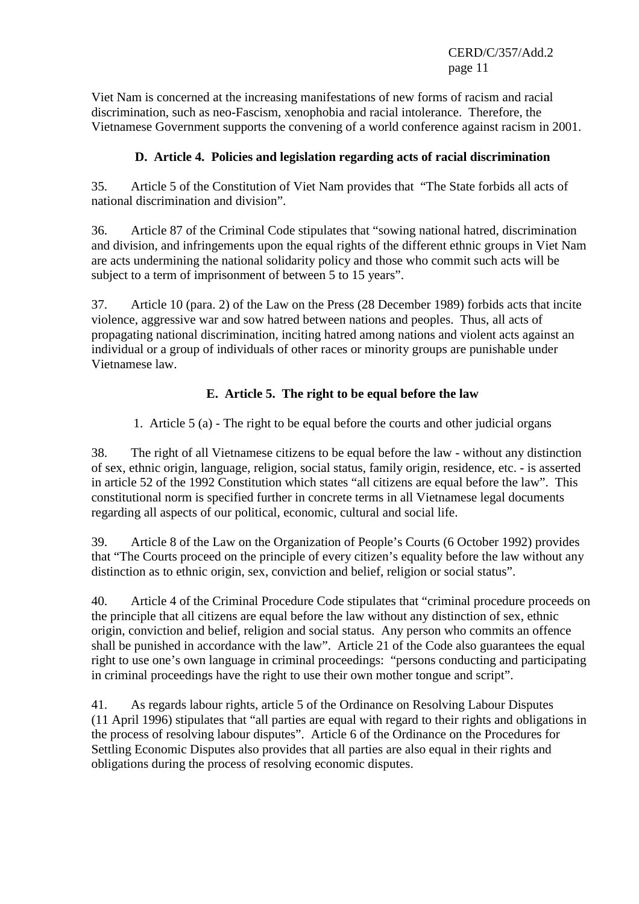Viet Nam is concerned at the increasing manifestations of new forms of racism and racial discrimination, such as neo-Fascism, xenophobia and racial intolerance. Therefore, the Vietnamese Government supports the convening of a world conference against racism in 2001.

### D. Article 4. Policies and legislation regarding acts of racial discrimination

35. Article 5 of the Constitution of Viet Nam provides that "The State forbids all acts of national discrimination and division".

36. Article 87 of the Criminal Code stipulates that "sowing national hatred, discrimination and division, and infringements upon the equal rights of the different ethnic groups in Viet Nam are acts undermining the national solidarity policy and those who commit such acts will be subject to a term of imprisonment of between 5 to 15 years".

37. Article 10 (para. 2) of the Law on the Press (28 December 1989) forbids acts that incite violence, aggressive war and sow hatred between nations and peoples. Thus, all acts of propagating national discrimination, inciting hatred among nations and violent acts against an individual or a group of individuals of other races or minority groups are punishable under Vietnamese law.

### E. Article 5. The right to be equal before the law

1. Article 5 (a) - The right to be equal before the courts and other judicial organs

38. The right of all Vietnamese citizens to be equal before the law - without any distinction of sex, ethnic origin, language, religion, social status, family origin, residence, etc. - is asserted in article 52 of the 1992 Constitution which states "all citizens are equal before the law". This constitutional norm is specified further in concrete terms in all Vietnamese legal documents regarding all aspects of our political, economic, cultural and social life.

39. Article 8 of the Law on the Organization of People's Courts (6 October 1992) provides that "The Courts proceed on the principle of every citizen's equality before the law without any distinction as to ethnic origin, sex, conviction and belief, religion or social status".

40. Article 4 of the Criminal Procedure Code stipulates that "criminal procedure proceeds on the principle that all citizens are equal before the law without any distinction of sex, ethnic origin, conviction and belief, religion and social status. Any person who commits an offence shall be punished in accordance with the law". Article 21 of the Code also guarantees the equal right to use one's own language in criminal proceedings: "persons conducting and participating in criminal proceedings have the right to use their own mother tongue and script".

41. As regards labour rights, article 5 of the Ordinance on Resolving Labour Disputes (11 April 1996) stipulates that "all parties are equal with regard to their rights and obligations in the process of resolving labour disputes". Article 6 of the Ordinance on the Procedures for Settling Economic Disputes also provides that all parties are also equal in their rights and obligations during the process of resolving economic disputes.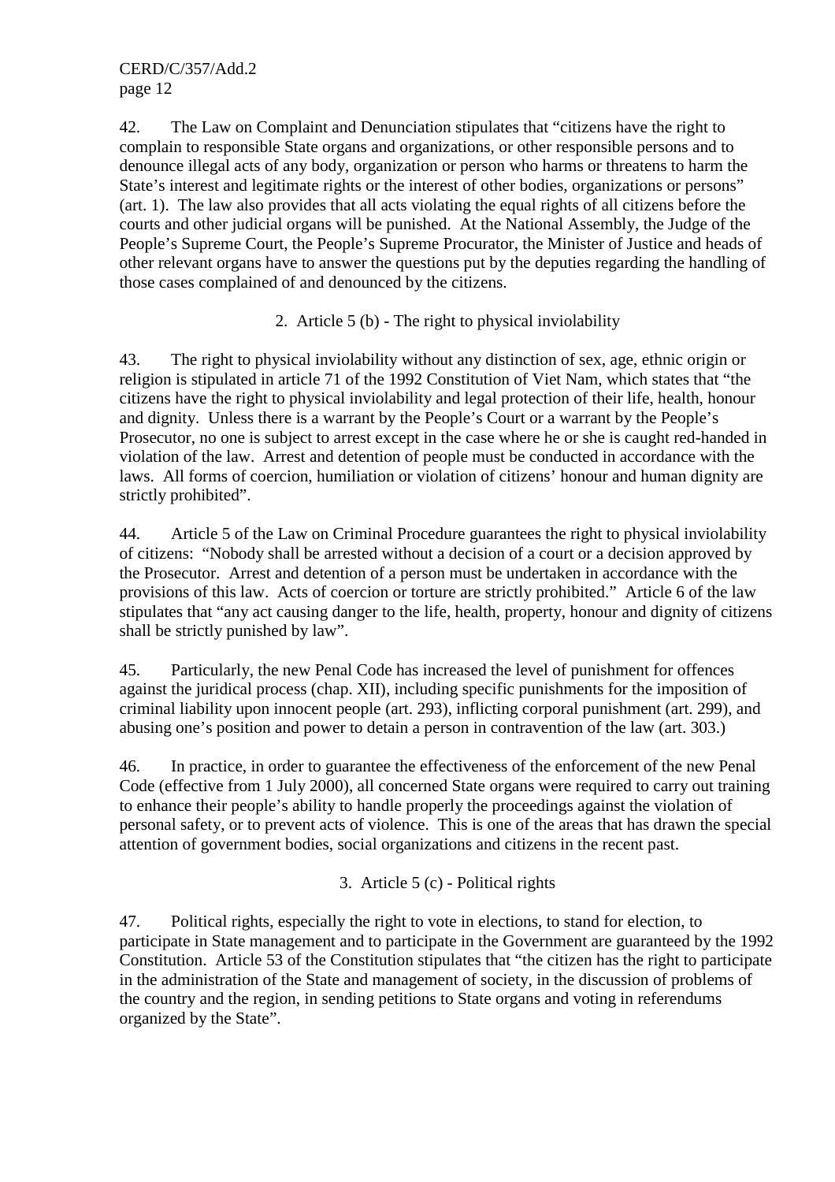42. The Law on Complaint and Denunciation stipulates that "citizens have the right to complain to responsible State organs and organizations, or other responsible persons and to denounce illegal acts of any body, organization or person who harms or threatens to harm the State's interest and legitimate rights or the interest of other bodies, organizations or persons" (art. 1). The law also provides that all acts violating the equal rights of all citizens before the courts and other judicial organs will be punished. At the National Assembly, the Judge of the People's Supreme Court, the People's Supreme Procurator, the Minister of Justice and heads of other relevant organs have to answer the questions put by the deputies regarding the handling of those cases complained of and denounced by the citizens.

### 2. Article 5 (b) - The right to physical inviolability

43. The right to physical inviolability without any distinction of sex, age, ethnic origin or religion is stipulated in article 71 of the 1992 Constitution of Viet Nam, which states that "the citizens have the right to physical inviolability and legal protection of their life, health, honour and dignity. Unless there is a warrant by the People's Court or a warrant by the People's Prosecutor, no one is subject to arrest except in the case where he or she is caught red-handed in violation of the law. Arrest and detention of people must be conducted in accordance with the laws. All forms of coercion, humiliation or violation of citizens' honour and human dignity are strictly prohibited".

44. Article 5 of the Law on Criminal Procedure guarantees the right to physical inviolability of citizens: "Nobody shall be arrested without a decision of a court or a decision approved by the Prosecutor. Arrest and detention of a person must be undertaken in accordance with the provisions of this law. Acts of coercion or torture are strictly prohibited." Article 6 of the law stipulates that "any act causing danger to the life, health, property, honour and dignity of citizens shall be strictly punished by law".

45. Particularly, the new Penal Code has increased the level of punishment for offences against the juridical process (chap. XII), including specific punishments for the imposition of criminal liability upon innocent people (art. 293), inflicting corporal punishment (art. 299), and abusing one's position and power to detain a person in contravention of the law (art. 303.)

46. In practice, in order to guarantee the effectiveness of the enforcement of the new Penal Code (effective from 1 July 2000), all concerned State organs were required to carry out training to enhance their people's ability to handle properly the proceedings against the violation of personal safety, or to prevent acts of violence. This is one of the areas that has drawn the special attention of government bodies, social organizations and citizens in the recent past.

### 3. Article 5 (c) - Political rights

47. Political rights, especially the right to vote in elections, to stand for election, to participate in State management and to participate in the Government are guaranteed by the 1992 Constitution. Article 53 of the Constitution stipulates that "the citizen has the right to participate in the administration of the State and management of society, in the discussion of problems of the country and the region, in sending petitions to State organs and voting in referendums organized by the State".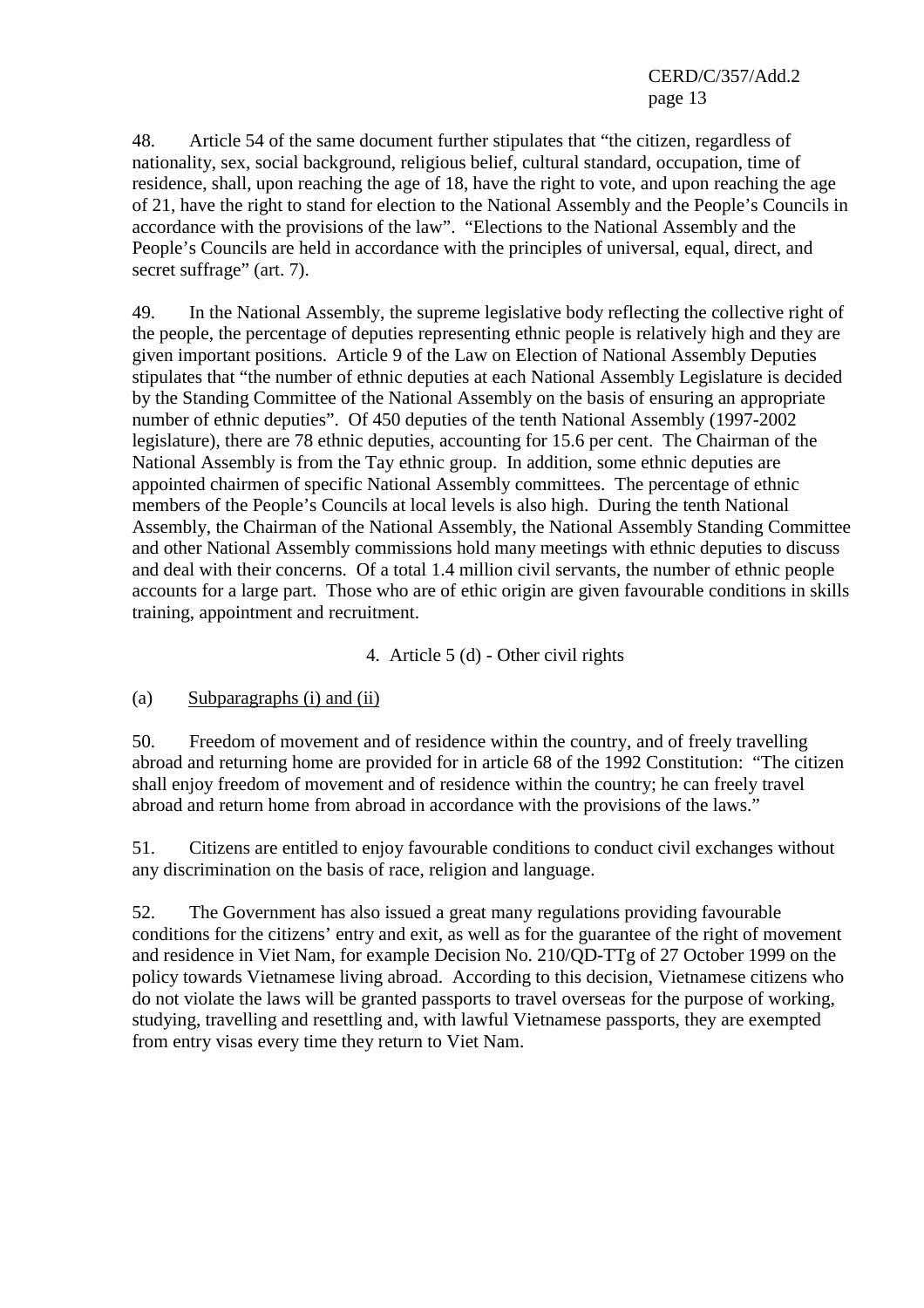48. Article 54 of the same document further stipulates that "the citizen, regardless of nationality, sex, social background, religious belief, cultural standard, occupation, time of residence, shall, upon reaching the age of 18, have the right to vote, and upon reaching the age of 21, have the right to stand for election to the National Assembly and the People's Councils in accordance with the provisions of the law". "Elections to the National Assembly and the People's Councils are held in accordance with the principles of universal, equal, direct, and secret suffrage" (art. 7).

49. In the National Assembly, the supreme legislative body reflecting the collective right of the people, the percentage of deputies representing ethnic people is relatively high and they are given important positions. Article 9 of the Law on Election of National Assembly Deputies stipulates that "the number of ethnic deputies at each National Assembly Legislature is decided by the Standing Committee of the National Assembly on the basis of ensuring an appropriate number of ethnic deputies". Of 450 deputies of the tenth National Assembly (1997-2002 legislature), there are 78 ethnic deputies, accounting for 15.6 per cent. The Chairman of the National Assembly is from the Tay ethnic group. In addition, some ethnic deputies are appointed chairmen of specific National Assembly committees. The percentage of ethnic members of the People's Councils at local levels is also high. During the tenth National Assembly, the Chairman of the National Assembly, the National Assembly Standing Committee and other National Assembly commissions hold many meetings with ethnic deputies to discuss and deal with their concerns. Of a total 1.4 million civil servants, the number of ethnic people accounts for a large part. Those who are of ethic origin are given favourable conditions in skills training, appointment and recruitment.

## 4. Article 5 (d) - Other civil rights

(a) Subparagraphs (i) and (ii)

50. Freedom of movement and of residence within the country, and of freely travelling abroad and returning home are provided for in article 68 of the 1992 Constitution: "The citizen shall enjoy freedom of movement and of residence within the country; he can freely travel abroad and return home from abroad in accordance with the provisions of the laws."

51. Citizens are entitled to enjoy favourable conditions to conduct civil exchanges without any discrimination on the basis of race, religion and language.

52. The Government has also issued a great many regulations providing favourable conditions for the citizens' entry and exit, as well as for the guarantee of the right of movement and residence in Viet Nam, for example Decision No. 210/QD-TTg of 27 October 1999 on the policy towards Vietnamese living abroad. According to this decision, Vietnamese citizens who do not violate the laws will be granted passports to travel overseas for the purpose of working, studying, travelling and resettling and, with lawful Vietnamese passports, they are exempted from entry visas every time they return to Viet Nam.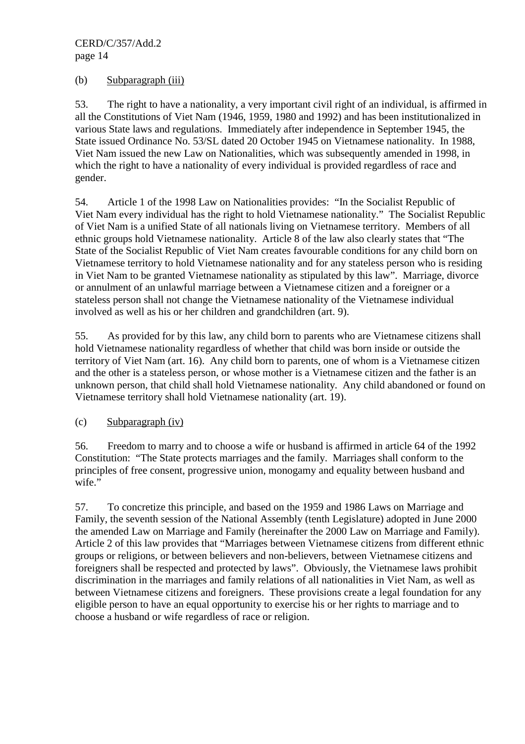(b) Subparagraph (iii)

53. The right to have a nationality, a very important civil right of an individual, is affirmed in all the Constitutions of Viet Nam (1946, 1959, 1980 and 1992) and has been institutionalized in various State laws and regulations. Immediately after independence in September 1945, the State issued Ordinance No. 53/SL dated 20 October 1945 on Vietnamese nationality. In 1988, Viet Nam issued the new Law on Nationalities, which was subsequently amended in 1998, in which the right to have a nationality of every individual is provided regardless of race and gender.

54. Article 1 of the 1998 Law on Nationalities provides: "In the Socialist Republic of Viet Nam every individual has the right to hold Vietnamese nationality." The Socialist Republic of Viet Nam is a unified State of all nationals living on Vietnamese territory. Members of all ethnic groups hold Vietnamese nationality. Article 8 of the law also clearly states that "The State of the Socialist Republic of Viet Nam creates favourable conditions for any child born on Vietnamese territory to hold Vietnamese nationality and for any stateless person who is residing in Viet Nam to be granted Vietnamese nationality as stipulated by this law". Marriage, divorce or annulment of an unlawful marriage between a Vietnamese citizen and a foreigner or a stateless person shall not change the Vietnamese nationality of the Vietnamese individual involved as well as his or her children and grandchildren (art. 9).

55. As provided for by this law, any child born to parents who are Vietnamese citizens shall hold Vietnamese nationality regardless of whether that child was born inside or outside the territory of Viet Nam (art. 16). Any child born to parents, one of whom is a Vietnamese citizen and the other is a stateless person, or whose mother is a Vietnamese citizen and the father is an unknown person, that child shall hold Vietnamese nationality. Any child abandoned or found on Vietnamese territory shall hold Vietnamese nationality (art. 19).

(c) Subparagraph (iv)

56. Freedom to marry and to choose a wife or husband is affirmed in article 64 of the 1992 Constitution: "The State protects marriages and the family. Marriages shall conform to the principles of free consent, progressive union, monogamy and equality between husband and wife."

57. To concretize this principle, and based on the 1959 and 1986 Laws on Marriage and Family, the seventh session of the National Assembly (tenth Legislature) adopted in June 2000 the amended Law on Marriage and Family (hereinafter the 2000 Law on Marriage and Family). Article 2 of this law provides that "Marriages between Vietnamese citizens from different ethnic groups or religions, or between believers and non-believers, between Vietnamese citizens and foreigners shall be respected and protected by laws". Obviously, the Vietnamese laws prohibit discrimination in the marriages and family relations of all nationalities in Viet Nam, as well as between Vietnamese citizens and foreigners. These provisions create a legal foundation for any eligible person to have an equal opportunity to exercise his or her rights to marriage and to choose a husband or wife regardless of race or religion.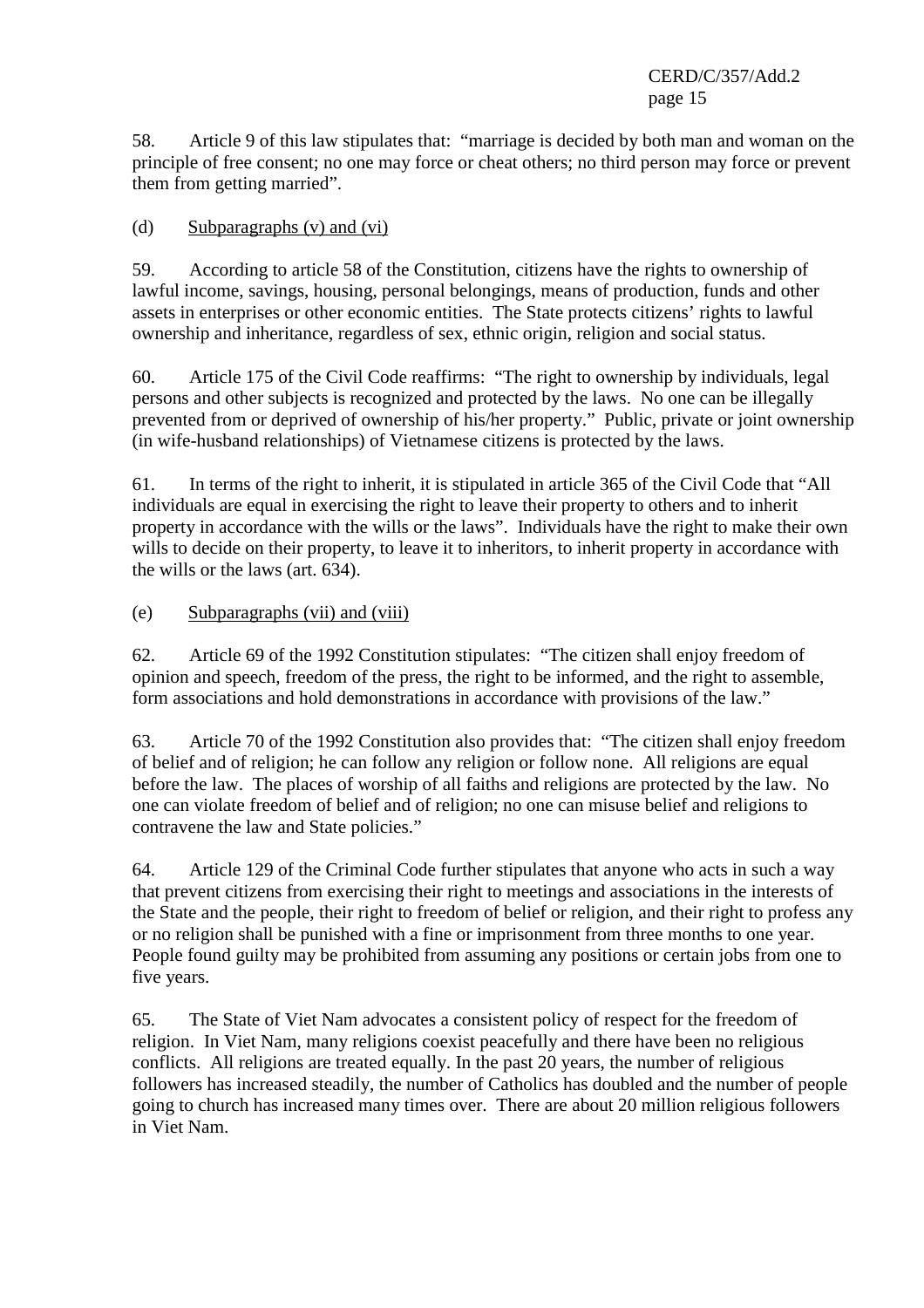58. Article 9 of this law stipulates that: "marriage is decided by both man and woman on the principle of free consent; no one may force or cheat others; no third person may force or prevent them from getting married".

(d) Subparagraphs (v) and (vi)

59. According to article 58 of the Constitution, citizens have the rights to ownership of lawful income, savings, housing, personal belongings, means of production, funds and other assets in enterprises or other economic entities. The State protects citizens' rights to lawful ownership and inheritance, regardless of sex, ethnic origin, religion and social status.

60. Article 175 of the Civil Code reaffirms: "The right to ownership by individuals, legal persons and other subjects is recognized and protected by the laws. No one can be illegally prevented from or deprived of ownership of his/her property." Public, private or joint ownership (in wife-husband relationships) of Vietnamese citizens is protected by the laws.

61. In terms of the right to inherit, it is stipulated in article 365 of the Civil Code that "All individuals are equal in exercising the right to leave their property to others and to inherit property in accordance with the wills or the laws". Individuals have the right to make their own wills to decide on their property, to leave it to inheritors, to inherit property in accordance with the wills or the laws (art. 634).

(e) Subparagraphs (vii) and (viii)

62. Article 69 of the 1992 Constitution stipulates: "The citizen shall enjoy freedom of opinion and speech, freedom of the press, the right to be informed, and the right to assemble, form associations and hold demonstrations in accordance with provisions of the law."

63. Article 70 of the 1992 Constitution also provides that: "The citizen shall enjoy freedom of belief and of religion; he can follow any religion or follow none. All religions are equal before the law. The places of worship of all faiths and religions are protected by the law. No one can violate freedom of belief and of religion; no one can misuse belief and religions to contravene the law and State policies."

64. Article 129 of the Criminal Code further stipulates that anyone who acts in such a way that prevent citizens from exercising their right to meetings and associations in the interests of the State and the people, their right to freedom of belief or religion, and their right to profess any or no religion shall be punished with a fine or imprisonment from three months to one year. People found guilty may be prohibited from assuming any positions or certain jobs from one to five years.

65. The State of Viet Nam advocates a consistent policy of respect for the freedom of religion. In Viet Nam, many religions coexist peacefully and there have been no religious conflicts. All religions are treated equally. In the past 20 years, the number of religious followers has increased steadily, the number of Catholics has doubled and the number of people going to church has increased many times over. There are about 20 million religious followers in Viet Nam.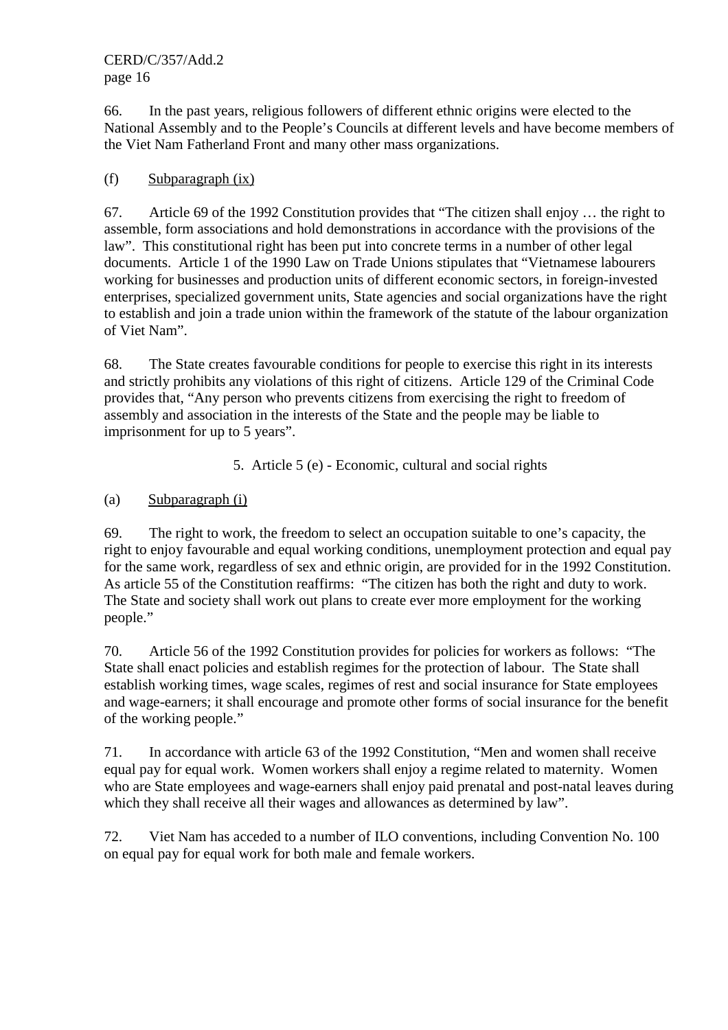66. In the past years, religious followers of different ethnic origins were elected to the National Assembly and to the People's Councils at different levels and have become members of the Viet Nam Fatherland Front and many other mass organizations.

(f) Subparagraph (ix)

67. Article 69 of the 1992 Constitution provides that "The citizen shall enjoy … the right to assemble, form associations and hold demonstrations in accordance with the provisions of the law". This constitutional right has been put into concrete terms in a number of other legal documents. Article 1 of the 1990 Law on Trade Unions stipulates that "Vietnamese labourers working for businesses and production units of different economic sectors, in foreign-invested enterprises, specialized government units, State agencies and social organizations have the right to establish and join a trade union within the framework of the statute of the labour organization of Viet Nam".

68. The State creates favourable conditions for people to exercise this right in its interests and strictly prohibits any violations of this right of citizens. Article 129 of the Criminal Code provides that, "Any person who prevents citizens from exercising the right to freedom of assembly and association in the interests of the State and the people may be liable to imprisonment for up to 5 years".

## 5. Article 5 (e) - Economic, cultural and social rights

(a) Subparagraph (i)

69. The right to work, the freedom to select an occupation suitable to one's capacity, the right to enjoy favourable and equal working conditions, unemployment protection and equal pay for the same work, regardless of sex and ethnic origin, are provided for in the 1992 Constitution. As article 55 of the Constitution reaffirms: "The citizen has both the right and duty to work. The State and society shall work out plans to create ever more employment for the working people."

70. Article 56 of the 1992 Constitution provides for policies for workers as follows: "The State shall enact policies and establish regimes for the protection of labour. The State shall establish working times, wage scales, regimes of rest and social insurance for State employees and wage-earners; it shall encourage and promote other forms of social insurance for the benefit of the working people."

71. In accordance with article 63 of the 1992 Constitution, "Men and women shall receive equal pay for equal work. Women workers shall enjoy a regime related to maternity. Women who are State employees and wage-earners shall enjoy paid prenatal and post-natal leaves during which they shall receive all their wages and allowances as determined by law".

72. Viet Nam has acceded to a number of ILO conventions, including Convention No. 100 on equal pay for equal work for both male and female workers.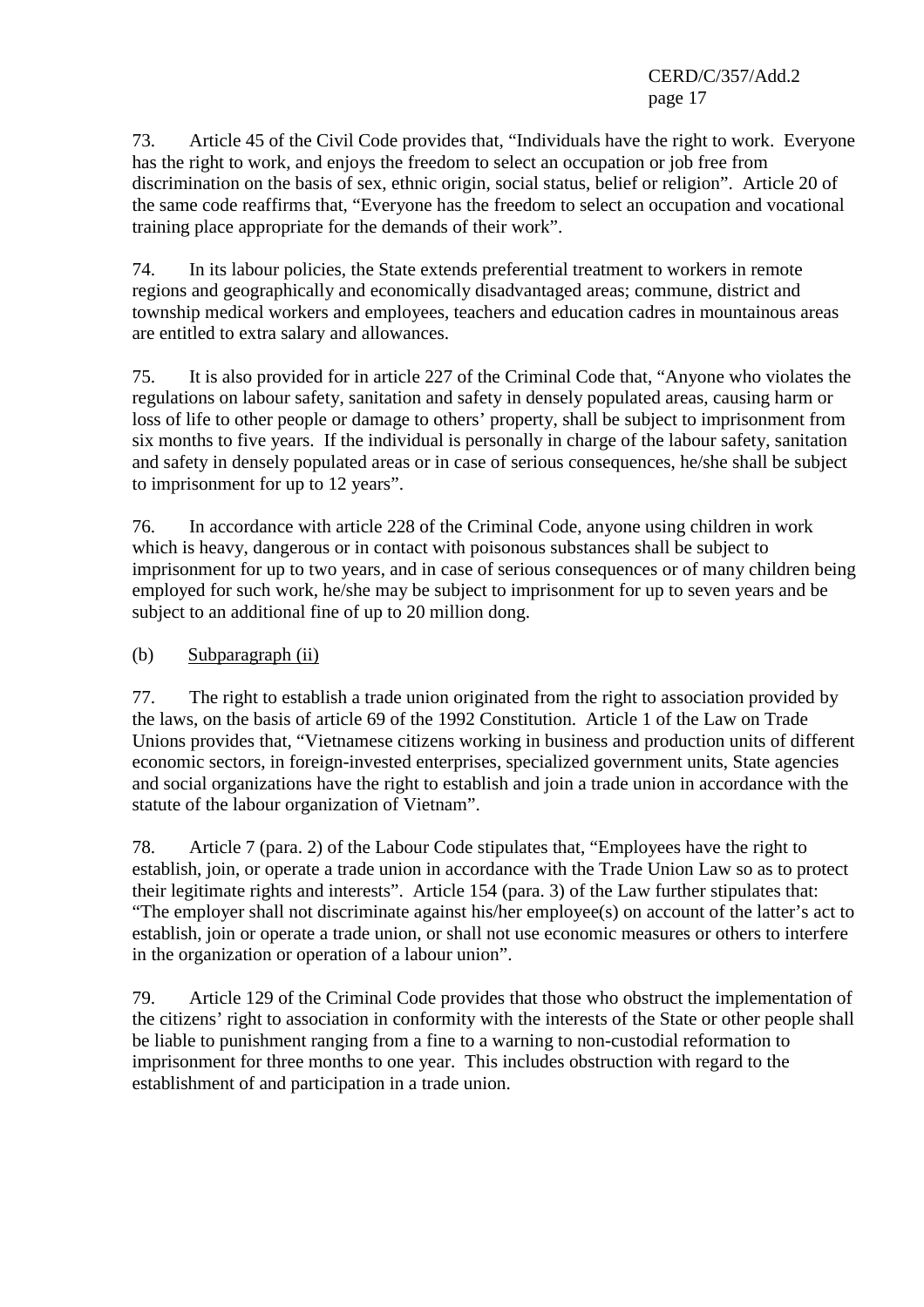73. Article 45 of the Civil Code provides that, "Individuals have the right to work. Everyone has the right to work, and enjoys the freedom to select an occupation or job free from discrimination on the basis of sex, ethnic origin, social status, belief or religion". Article 20 of the same code reaffirms that, "Everyone has the freedom to select an occupation and vocational training place appropriate for the demands of their work".

74. In its labour policies, the State extends preferential treatment to workers in remote regions and geographically and economically disadvantaged areas; commune, district and township medical workers and employees, teachers and education cadres in mountainous areas are entitled to extra salary and allowances.

75. It is also provided for in article 227 of the Criminal Code that, "Anyone who violates the regulations on labour safety, sanitation and safety in densely populated areas, causing harm or loss of life to other people or damage to others' property, shall be subject to imprisonment from six months to five years. If the individual is personally in charge of the labour safety, sanitation and safety in densely populated areas or in case of serious consequences, he/she shall be subject to imprisonment for up to 12 years".

76. In accordance with article 228 of the Criminal Code, anyone using children in work which is heavy, dangerous or in contact with poisonous substances shall be subject to imprisonment for up to two years, and in case of serious consequences or of many children being employed for such work, he/she may be subject to imprisonment for up to seven years and be subject to an additional fine of up to 20 million dong.

(b) Subparagraph (ii)

77. The right to establish a trade union originated from the right to association provided by the laws, on the basis of article 69 of the 1992 Constitution. Article 1 of the Law on Trade Unions provides that, "Vietnamese citizens working in business and production units of different economic sectors, in foreign-invested enterprises, specialized government units, State agencies and social organizations have the right to establish and join a trade union in accordance with the statute of the labour organization of Vietnam".

78. Article 7 (para. 2) of the Labour Code stipulates that, "Employees have the right to establish, join, or operate a trade union in accordance with the Trade Union Law so as to protect their legitimate rights and interests". Article 154 (para. 3) of the Law further stipulates that: "The employer shall not discriminate against his/her employee(s) on account of the latter's act to establish, join or operate a trade union, or shall not use economic measures or others to interfere in the organization or operation of a labour union".

79. Article 129 of the Criminal Code provides that those who obstruct the implementation of the citizens' right to association in conformity with the interests of the State or other people shall be liable to punishment ranging from a fine to a warning to non-custodial reformation to imprisonment for three months to one year. This includes obstruction with regard to the establishment of and participation in a trade union.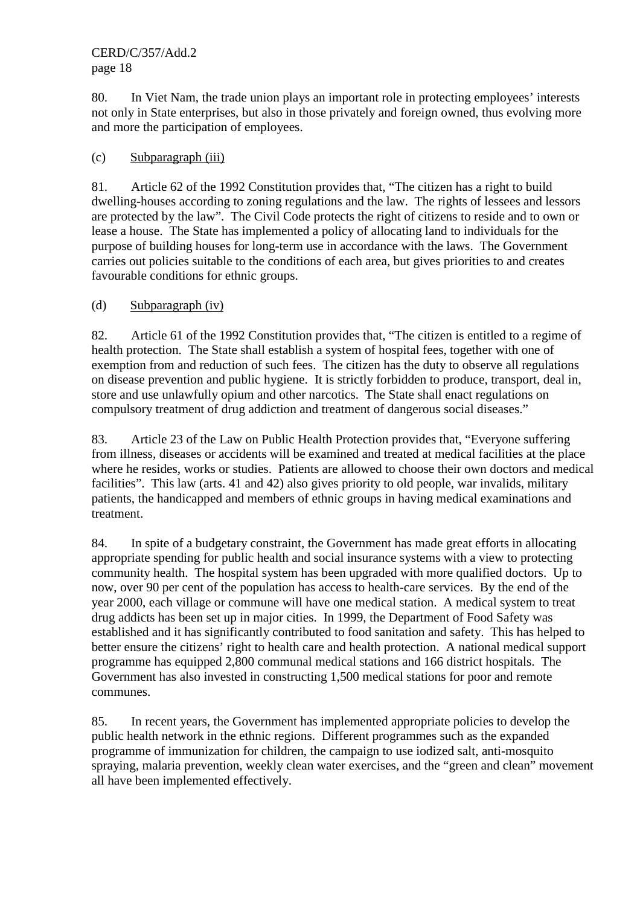80. In Viet Nam, the trade union plays an important role in protecting employees' interests not only in State enterprises, but also in those privately and foreign owned, thus evolving more and more the participation of employees.

(c) Subparagraph (iii)

81. Article 62 of the 1992 Constitution provides that, "The citizen has a right to build dwelling-houses according to zoning regulations and the law. The rights of lessees and lessors are protected by the law". The Civil Code protects the right of citizens to reside and to own or lease a house. The State has implemented a policy of allocating land to individuals for the purpose of building houses for long-term use in accordance with the laws. The Government carries out policies suitable to the conditions of each area, but gives priorities to and creates favourable conditions for ethnic groups.

(d) Subparagraph (iv)

82. Article 61 of the 1992 Constitution provides that, "The citizen is entitled to a regime of health protection. The State shall establish a system of hospital fees, together with one of exemption from and reduction of such fees. The citizen has the duty to observe all regulations on disease prevention and public hygiene. It is strictly forbidden to produce, transport, deal in, store and use unlawfully opium and other narcotics. The State shall enact regulations on compulsory treatment of drug addiction and treatment of dangerous social diseases."

83. Article 23 of the Law on Public Health Protection provides that, "Everyone suffering from illness, diseases or accidents will be examined and treated at medical facilities at the place where he resides, works or studies. Patients are allowed to choose their own doctors and medical facilities". This law (arts. 41 and 42) also gives priority to old people, war invalids, military patients, the handicapped and members of ethnic groups in having medical examinations and treatment.

84. In spite of a budgetary constraint, the Government has made great efforts in allocating appropriate spending for public health and social insurance systems with a view to protecting community health. The hospital system has been upgraded with more qualified doctors. Up to now, over 90 per cent of the population has access to health-care services. By the end of the year 2000, each village or commune will have one medical station. A medical system to treat drug addicts has been set up in major cities. In 1999, the Department of Food Safety was established and it has significantly contributed to food sanitation and safety. This has helped to better ensure the citizens' right to health care and health protection. A national medical support programme has equipped 2,800 communal medical stations and 166 district hospitals. The Government has also invested in constructing 1,500 medical stations for poor and remote communes.

85. In recent years, the Government has implemented appropriate policies to develop the public health network in the ethnic regions. Different programmes such as the expanded programme of immunization for children, the campaign to use iodized salt, anti-mosquito spraying, malaria prevention, weekly clean water exercises, and the "green and clean" movement all have been implemented effectively.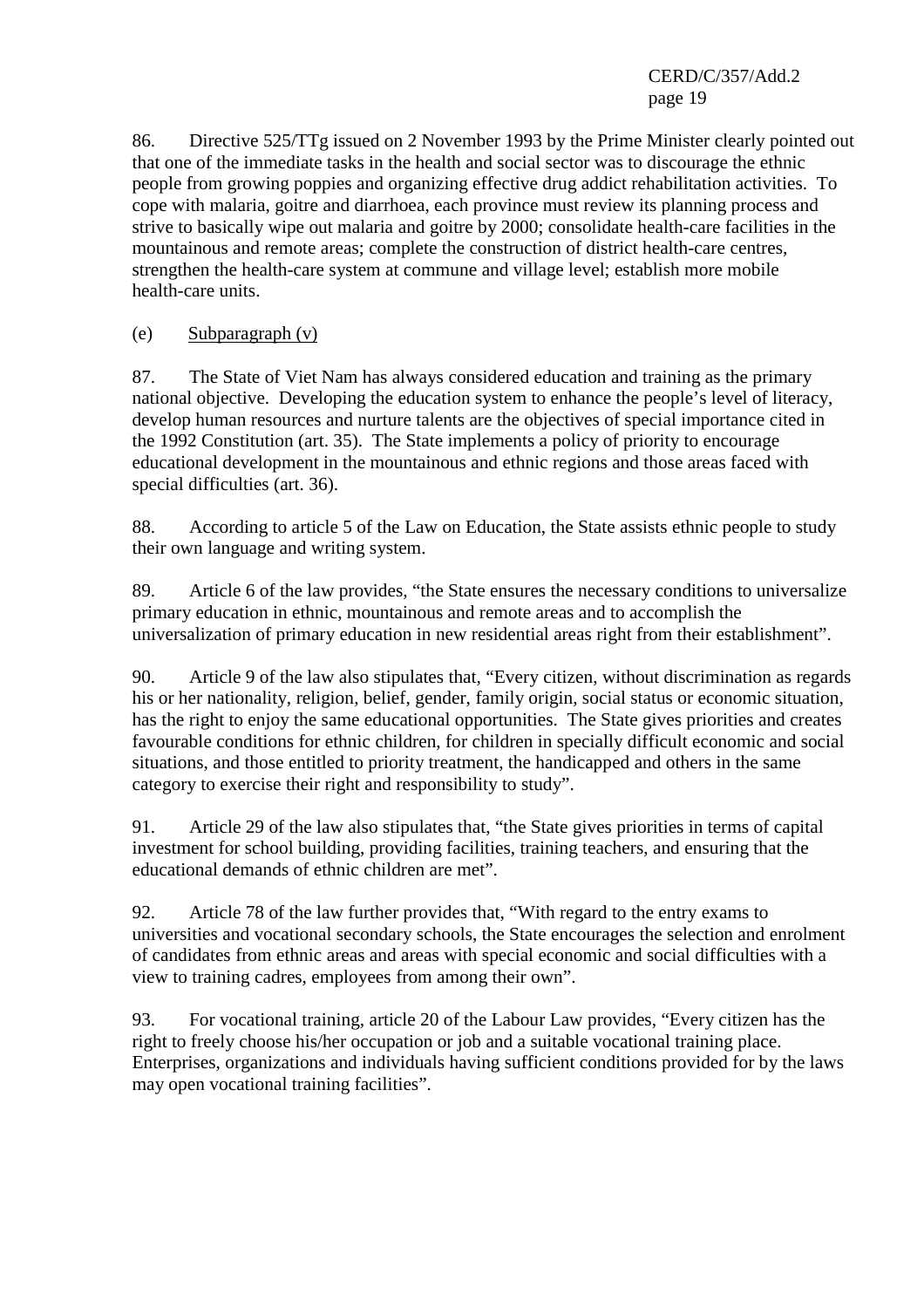86. Directive 525/TTg issued on 2 November 1993 by the Prime Minister clearly pointed out that one of the immediate tasks in the health and social sector was to discourage the ethnic people from growing poppies and organizing effective drug addict rehabilitation activities. To cope with malaria, goitre and diarrhoea, each province must review its planning process and strive to basically wipe out malaria and goitre by 2000; consolidate health-care facilities in the mountainous and remote areas; complete the construction of district health-care centres, strengthen the health-care system at commune and village level; establish more mobile health-care units.

(e) Subparagraph (v)

87. The State of Viet Nam has always considered education and training as the primary national objective. Developing the education system to enhance the people's level of literacy, develop human resources and nurture talents are the objectives of special importance cited in the 1992 Constitution (art. 35). The State implements a policy of priority to encourage educational development in the mountainous and ethnic regions and those areas faced with special difficulties (art. 36).

88. According to article 5 of the Law on Education, the State assists ethnic people to study their own language and writing system.

89. Article 6 of the law provides, "the State ensures the necessary conditions to universalize primary education in ethnic, mountainous and remote areas and to accomplish the universalization of primary education in new residential areas right from their establishment".

90. Article 9 of the law also stipulates that, "Every citizen, without discrimination as regards his or her nationality, religion, belief, gender, family origin, social status or economic situation, has the right to enjoy the same educational opportunities. The State gives priorities and creates favourable conditions for ethnic children, for children in specially difficult economic and social situations, and those entitled to priority treatment, the handicapped and others in the same category to exercise their right and responsibility to study".

91. Article 29 of the law also stipulates that, "the State gives priorities in terms of capital investment for school building, providing facilities, training teachers, and ensuring that the educational demands of ethnic children are met".

92. Article 78 of the law further provides that, "With regard to the entry exams to universities and vocational secondary schools, the State encourages the selection and enrolment of candidates from ethnic areas and areas with special economic and social difficulties with a view to training cadres, employees from among their own".

93. For vocational training, article 20 of the Labour Law provides, "Every citizen has the right to freely choose his/her occupation or job and a suitable vocational training place. Enterprises, organizations and individuals having sufficient conditions provided for by the laws may open vocational training facilities".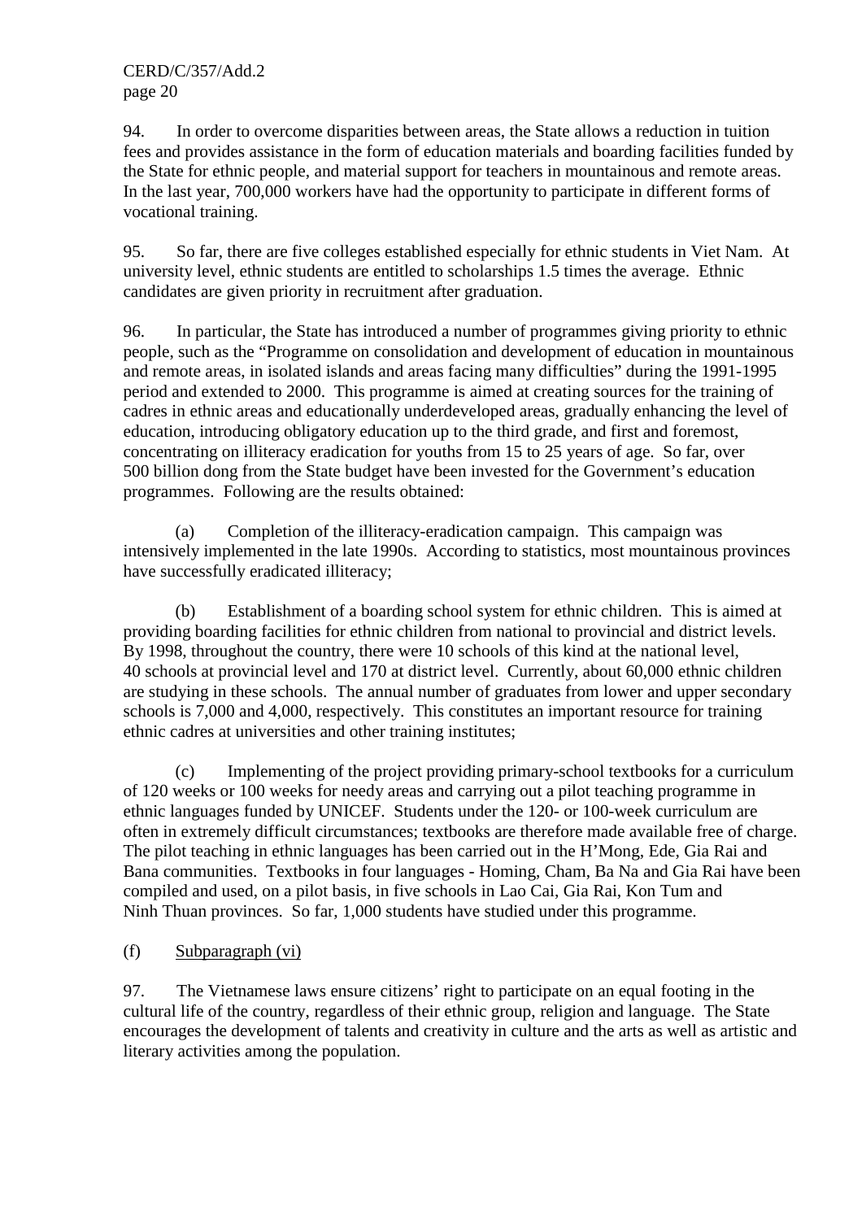94. In order to overcome disparities between areas, the State allows a reduction in tuition fees and provides assistance in the form of education materials and boarding facilities funded by the State for ethnic people, and material support for teachers in mountainous and remote areas. In the last year, 700,000 workers have had the opportunity to participate in different forms of vocational training.

95. So far, there are five colleges established especially for ethnic students in Viet Nam. At university level, ethnic students are entitled to scholarships 1.5 times the average. Ethnic candidates are given priority in recruitment after graduation.

96. In particular, the State has introduced a number of programmes giving priority to ethnic people, such as the "Programme on consolidation and development of education in mountainous and remote areas, in isolated islands and areas facing many difficulties" during the 1991-1995 period and extended to 2000. This programme is aimed at creating sources for the training of cadres in ethnic areas and educationally underdeveloped areas, gradually enhancing the level of education, introducing obligatory education up to the third grade, and first and foremost, concentrating on illiteracy eradication for youths from 15 to 25 years of age. So far, over 500 billion dong from the State budget have been invested for the Government's education programmes. Following are the results obtained:

(a) Completion of the illiteracy-eradication campaign. This campaign was intensively implemented in the late 1990s. According to statistics, most mountainous provinces have successfully eradicated illiteracy;

(b) Establishment of a boarding school system for ethnic children. This is aimed at providing boarding facilities for ethnic children from national to provincial and district levels. By 1998, throughout the country, there were 10 schools of this kind at the national level, 40 schools at provincial level and 170 at district level. Currently, about 60,000 ethnic children are studying in these schools. The annual number of graduates from lower and upper secondary schools is 7,000 and 4,000, respectively. This constitutes an important resource for training ethnic cadres at universities and other training institutes;

(c) Implementing of the project providing primary-school textbooks for a curriculum of 120 weeks or 100 weeks for needy areas and carrying out a pilot teaching programme in ethnic languages funded by UNICEF. Students under the 120- or 100-week curriculum are often in extremely difficult circumstances; textbooks are therefore made available free of charge. The pilot teaching in ethnic languages has been carried out in the H'Mong, Ede, Gia Rai and Bana communities. Textbooks in four languages - Homing, Cham, Ba Na and Gia Rai have been compiled and used, on a pilot basis, in five schools in Lao Cai, Gia Rai, Kon Tum and Ninh Thuan provinces. So far, 1,000 students have studied under this programme.

(f) Subparagraph (vi)

97. The Vietnamese laws ensure citizens' right to participate on an equal footing in the cultural life of the country, regardless of their ethnic group, religion and language. The State encourages the development of talents and creativity in culture and the arts as well as artistic and literary activities among the population.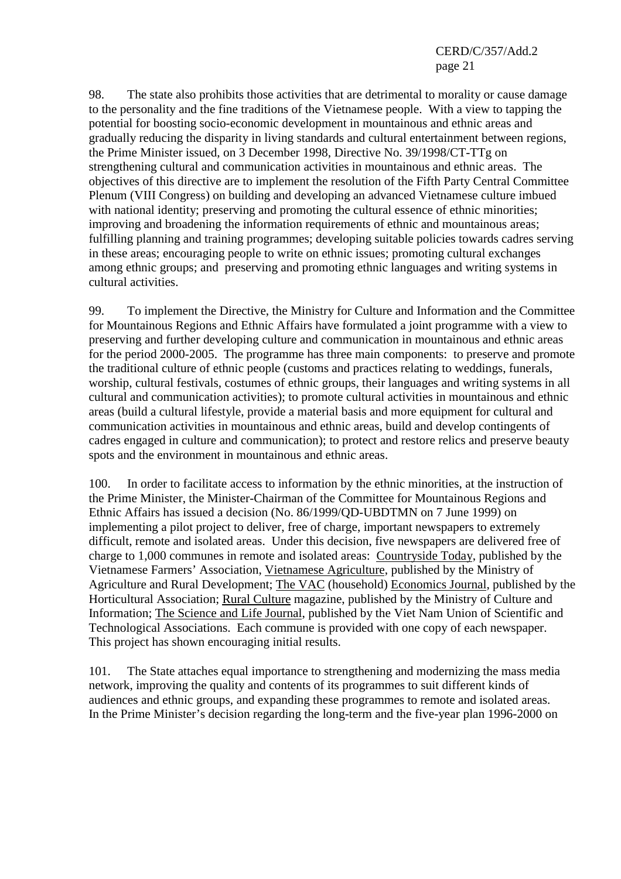98. The state also prohibits those activities that are detrimental to morality or cause damage to the personality and the fine traditions of the Vietnamese people. With a view to tapping the potential for boosting socio-economic development in mountainous and ethnic areas and gradually reducing the disparity in living standards and cultural entertainment between regions, the Prime Minister issued, on 3 December 1998, Directive No. 39/1998/CT-TTg on strengthening cultural and communication activities in mountainous and ethnic areas. The objectives of this directive are to implement the resolution of the Fifth Party Central Committee Plenum (VIII Congress) on building and developing an advanced Vietnamese culture imbued with national identity; preserving and promoting the cultural essence of ethnic minorities; improving and broadening the information requirements of ethnic and mountainous areas; fulfilling planning and training programmes; developing suitable policies towards cadres serving in these areas; encouraging people to write on ethnic issues; promoting cultural exchanges among ethnic groups; and preserving and promoting ethnic languages and writing systems in cultural activities.

99. To implement the Directive, the Ministry for Culture and Information and the Committee for Mountainous Regions and Ethnic Affairs have formulated a joint programme with a view to preserving and further developing culture and communication in mountainous and ethnic areas for the period 2000-2005. The programme has three main components: to preserve and promote the traditional culture of ethnic people (customs and practices relating to weddings, funerals, worship, cultural festivals, costumes of ethnic groups, their languages and writing systems in all cultural and communication activities); to promote cultural activities in mountainous and ethnic areas (build a cultural lifestyle, provide a material basis and more equipment for cultural and communication activities in mountainous and ethnic areas, build and develop contingents of cadres engaged in culture and communication); to protect and restore relics and preserve beauty spots and the environment in mountainous and ethnic areas.

100. In order to facilitate access to information by the ethnic minorities, at the instruction of the Prime Minister, the Minister-Chairman of the Committee for Mountainous Regions and Ethnic Affairs has issued a decision (No. 86/1999/QD-UBDTMN on 7 June 1999) on implementing a pilot project to deliver, free of charge, important newspapers to extremely difficult, remote and isolated areas. Under this decision, five newspapers are delivered free of charge to 1,000 communes in remote and isolated areas: Countryside Today, published by the Vietnamese Farmers' Association, Vietnamese Agriculture, published by the Ministry of Agriculture and Rural Development; The VAC (household) Economics Journal, published by the Horticultural Association; Rural Culture magazine, published by the Ministry of Culture and Information; The Science and Life Journal, published by the Viet Nam Union of Scientific and Technological Associations. Each commune is provided with one copy of each newspaper. This project has shown encouraging initial results.

101. The State attaches equal importance to strengthening and modernizing the mass media network, improving the quality and contents of its programmes to suit different kinds of audiences and ethnic groups, and expanding these programmes to remote and isolated areas. In the Prime Minister's decision regarding the long-term and the five-year plan 1996-2000 on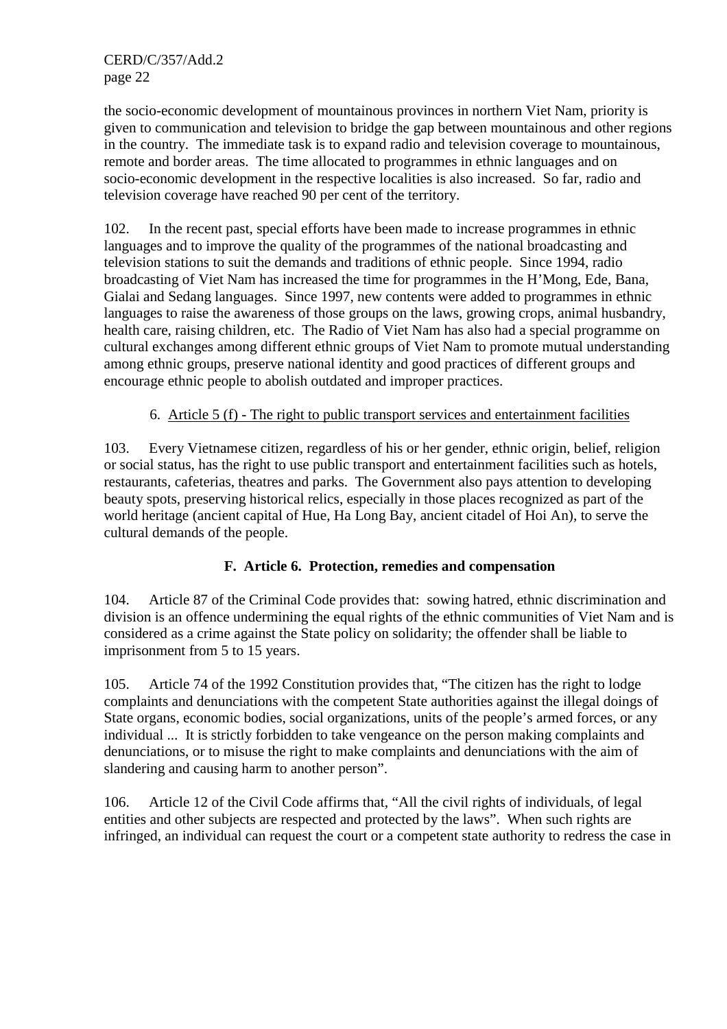the socio-economic development of mountainous provinces in northern Viet Nam, priority is given to communication and television to bridge the gap between mountainous and other regions in the country. The immediate task is to expand radio and television coverage to mountainous, remote and border areas. The time allocated to programmes in ethnic languages and on socio-economic development in the respective localities is also increased. So far, radio and television coverage have reached 90 per cent of the territory.

102. In the recent past, special efforts have been made to increase programmes in ethnic languages and to improve the quality of the programmes of the national broadcasting and television stations to suit the demands and traditions of ethnic people. Since 1994, radio broadcasting of Viet Nam has increased the time for programmes in the H'Mong, Ede, Bana, Gialai and Sedang languages. Since 1997, new contents were added to programmes in ethnic languages to raise the awareness of those groups on the laws, growing crops, animal husbandry, health care, raising children, etc. The Radio of Viet Nam has also had a special programme on cultural exchanges among different ethnic groups of Viet Nam to promote mutual understanding among ethnic groups, preserve national identity and good practices of different groups and encourage ethnic people to abolish outdated and improper practices.

6. Article 5 (f) - The right to public transport services and entertainment facilities

103. Every Vietnamese citizen, regardless of his or her gender, ethnic origin, belief, religion or social status, has the right to use public transport and entertainment facilities such as hotels, restaurants, cafeterias, theatres and parks. The Government also pays attention to developing beauty spots, preserving historical relics, especially in those places recognized as part of the world heritage (ancient capital of Hue, Ha Long Bay, ancient citadel of Hoi An), to serve the cultural demands of the people.

### F. Article 6. Protection, remedies and compensation

104. Article 87 of the Criminal Code provides that: sowing hatred, ethnic discrimination and division is an offence undermining the equal rights of the ethnic communities of Viet Nam and is considered as a crime against the State policy on solidarity; the offender shall be liable to imprisonment from 5 to 15 years.

105. Article 74 of the 1992 Constitution provides that, "The citizen has the right to lodge complaints and denunciations with the competent State authorities against the illegal doings of State organs, economic bodies, social organizations, units of the people's armed forces, or any individual ... It is strictly forbidden to take vengeance on the person making complaints and denunciations, or to misuse the right to make complaints and denunciations with the aim of slandering and causing harm to another person".

106. Article 12 of the Civil Code affirms that, "All the civil rights of individuals, of legal entities and other subjects are respected and protected by the laws". When such rights are infringed, an individual can request the court or a competent state authority to redress the case in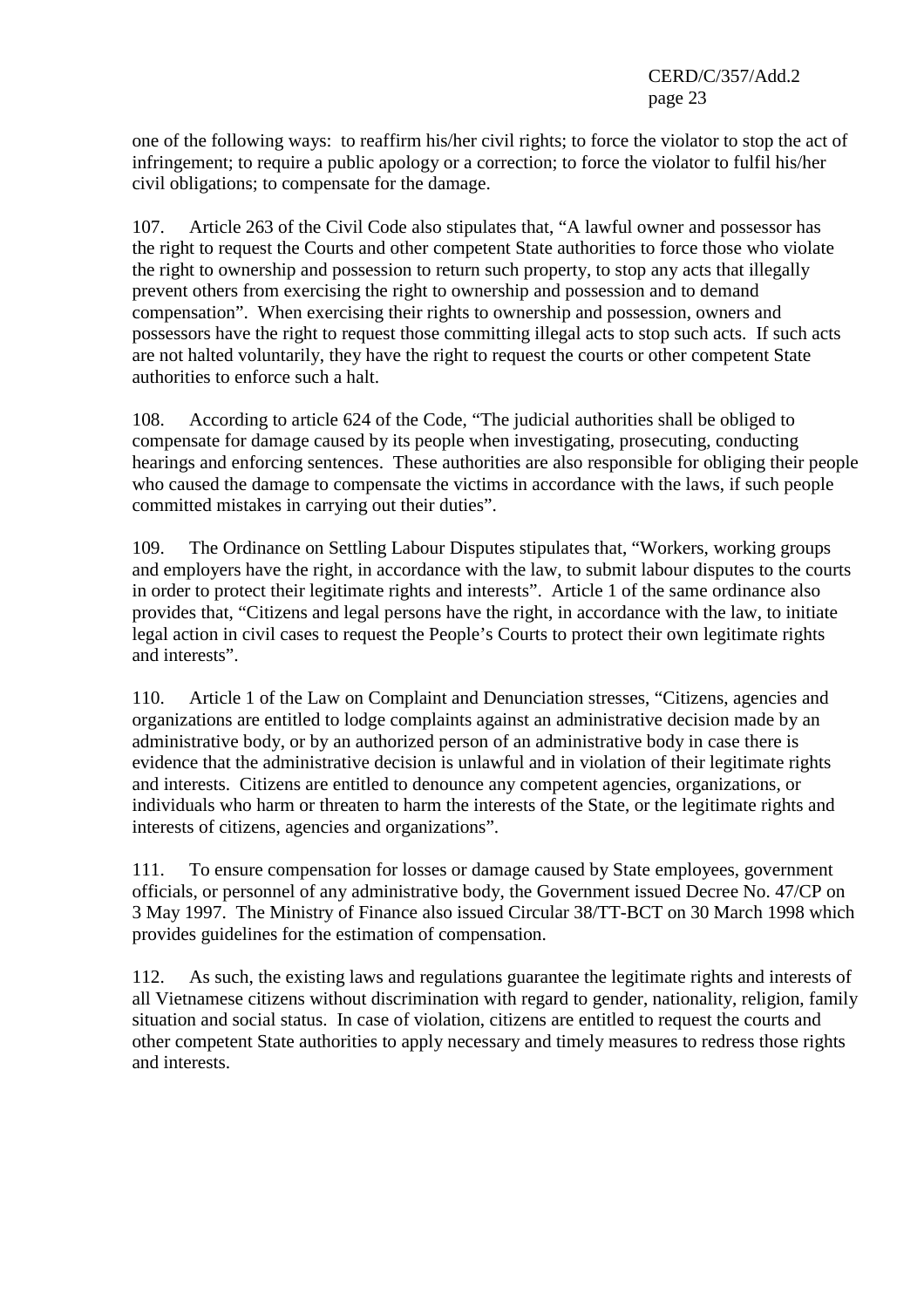one of the following ways: to reaffirm his/her civil rights; to force the violator to stop the act of infringement; to require a public apology or a correction; to force the violator to fulfil his/her civil obligations; to compensate for the damage.

107. Article 263 of the Civil Code also stipulates that, "A lawful owner and possessor has the right to request the Courts and other competent State authorities to force those who violate the right to ownership and possession to return such property, to stop any acts that illegally prevent others from exercising the right to ownership and possession and to demand compensation". When exercising their rights to ownership and possession, owners and possessors have the right to request those committing illegal acts to stop such acts. If such acts are not halted voluntarily, they have the right to request the courts or other competent State authorities to enforce such a halt.

108. According to article 624 of the Code, "The judicial authorities shall be obliged to compensate for damage caused by its people when investigating, prosecuting, conducting hearings and enforcing sentences. These authorities are also responsible for obliging their people who caused the damage to compensate the victims in accordance with the laws, if such people committed mistakes in carrying out their duties".

109. The Ordinance on Settling Labour Disputes stipulates that, "Workers, working groups and employers have the right, in accordance with the law, to submit labour disputes to the courts in order to protect their legitimate rights and interests". Article 1 of the same ordinance also provides that, "Citizens and legal persons have the right, in accordance with the law, to initiate legal action in civil cases to request the People's Courts to protect their own legitimate rights and interests".

110. Article 1 of the Law on Complaint and Denunciation stresses, "Citizens, agencies and organizations are entitled to lodge complaints against an administrative decision made by an administrative body, or by an authorized person of an administrative body in case there is evidence that the administrative decision is unlawful and in violation of their legitimate rights and interests. Citizens are entitled to denounce any competent agencies, organizations, or individuals who harm or threaten to harm the interests of the State, or the legitimate rights and interests of citizens, agencies and organizations".

111. To ensure compensation for losses or damage caused by State employees, government officials, or personnel of any administrative body, the Government issued Decree No. 47/CP on 3 May 1997. The Ministry of Finance also issued Circular 38/TT-BCT on 30 March 1998 which provides guidelines for the estimation of compensation.

112. As such, the existing laws and regulations guarantee the legitimate rights and interests of all Vietnamese citizens without discrimination with regard to gender, nationality, religion, family situation and social status. In case of violation, citizens are entitled to request the courts and other competent State authorities to apply necessary and timely measures to redress those rights and interests.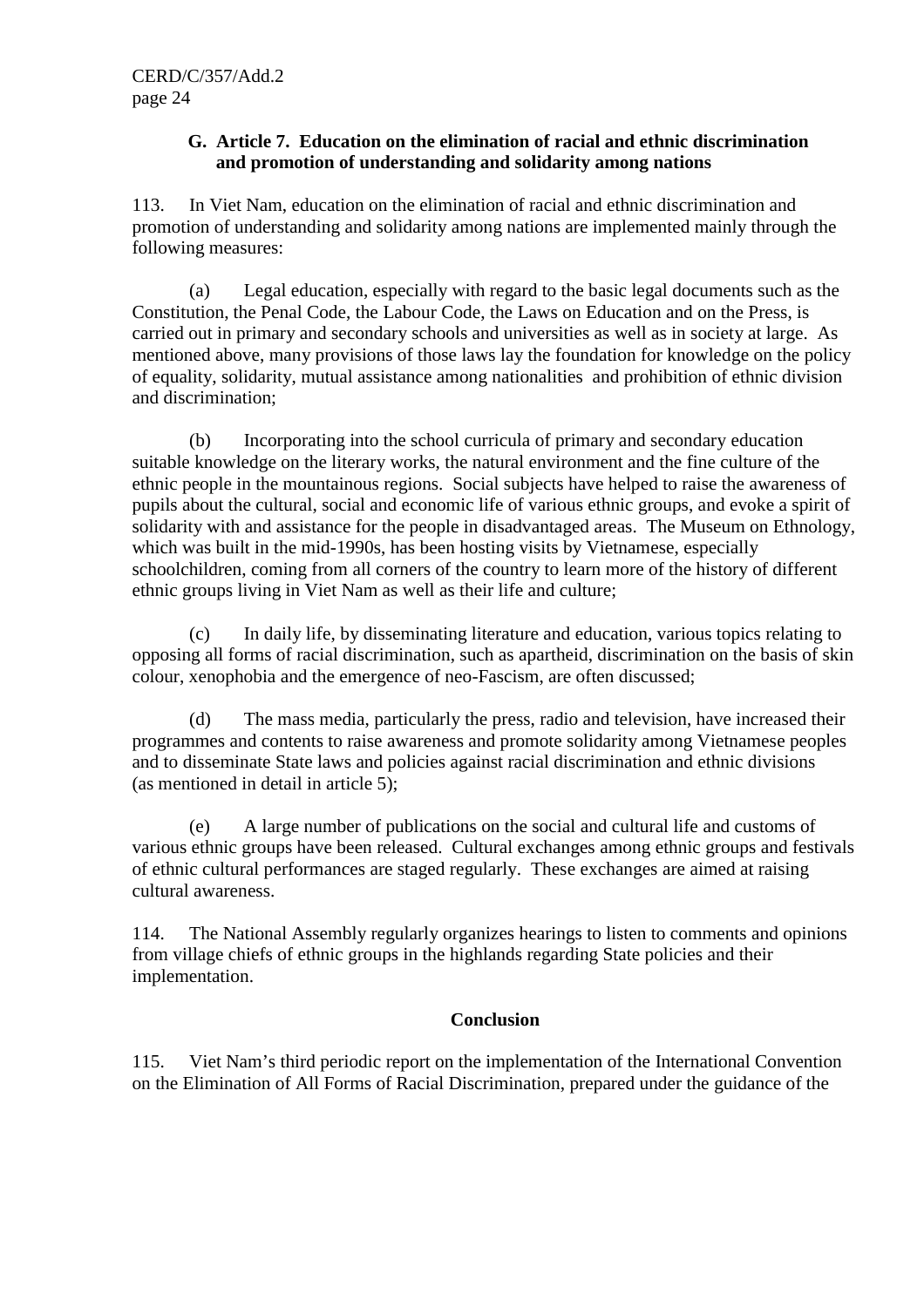### G. Article 7. Education on the elimination of racial and ethnic discrimination and promotion of understanding and solidarity among nations

113. In Viet Nam, education on the elimination of racial and ethnic discrimination and promotion of understanding and solidarity among nations are implemented mainly through the following measures:

(a) Legal education, especially with regard to the basic legal documents such as the Constitution, the Penal Code, the Labour Code, the Laws on Education and on the Press, is carried out in primary and secondary schools and universities as well as in society at large. As mentioned above, many provisions of those laws lay the foundation for knowledge on the policy of equality, solidarity, mutual assistance among nationalities and prohibition of ethnic division and discrimination;

(b) Incorporating into the school curricula of primary and secondary education suitable knowledge on the literary works, the natural environment and the fine culture of the ethnic people in the mountainous regions. Social subjects have helped to raise the awareness of pupils about the cultural, social and economic life of various ethnic groups, and evoke a spirit of solidarity with and assistance for the people in disadvantaged areas. The Museum on Ethnology, which was built in the mid-1990s, has been hosting visits by Vietnamese, especially schoolchildren, coming from all corners of the country to learn more of the history of different ethnic groups living in Viet Nam as well as their life and culture;

(c) In daily life, by disseminating literature and education, various topics relating to opposing all forms of racial discrimination, such as apartheid, discrimination on the basis of skin colour, xenophobia and the emergence of neo-Fascism, are often discussed;

(d) The mass media, particularly the press, radio and television, have increased their programmes and contents to raise awareness and promote solidarity among Vietnamese peoples and to disseminate State laws and policies against racial discrimination and ethnic divisions (as mentioned in detail in article 5);

(e) A large number of publications on the social and cultural life and customs of various ethnic groups have been released. Cultural exchanges among ethnic groups and festivals of ethnic cultural performances are staged regularly. These exchanges are aimed at raising cultural awareness.

114. The National Assembly regularly organizes hearings to listen to comments and opinions from village chiefs of ethnic groups in the highlands regarding State policies and their implementation.

### Conclusion

115. Viet Nam's third periodic report on the implementation of the International Convention on the Elimination of All Forms of Racial Discrimination, prepared under the guidance of the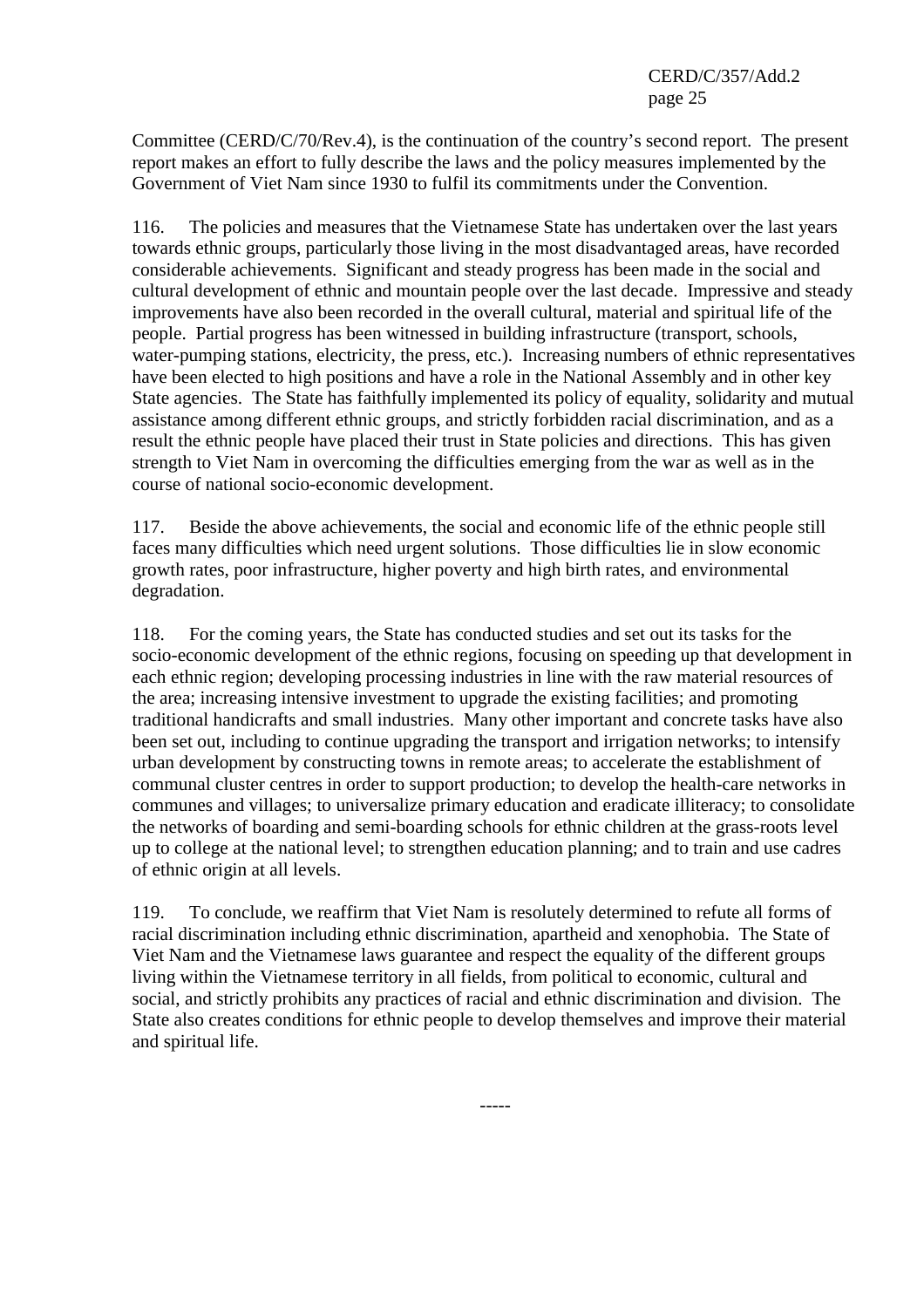Committee (CERD/C/70/Rev.4), is the continuation of the country's second report. The present report makes an effort to fully describe the laws and the policy measures implemented by the Government of Viet Nam since 1930 to fulfil its commitments under the Convention.

116. The policies and measures that the Vietnamese State has undertaken over the last years towards ethnic groups, particularly those living in the most disadvantaged areas, have recorded considerable achievements. Significant and steady progress has been made in the social and cultural development of ethnic and mountain people over the last decade. Impressive and steady improvements have also been recorded in the overall cultural, material and spiritual life of the people. Partial progress has been witnessed in building infrastructure (transport, schools, water-pumping stations, electricity, the press, etc.). Increasing numbers of ethnic representatives have been elected to high positions and have a role in the National Assembly and in other key State agencies. The State has faithfully implemented its policy of equality, solidarity and mutual assistance among different ethnic groups, and strictly forbidden racial discrimination, and as a result the ethnic people have placed their trust in State policies and directions. This has given strength to Viet Nam in overcoming the difficulties emerging from the war as well as in the course of national socio-economic development.

117. Beside the above achievements, the social and economic life of the ethnic people still faces many difficulties which need urgent solutions. Those difficulties lie in slow economic growth rates, poor infrastructure, higher poverty and high birth rates, and environmental degradation.

118. For the coming years, the State has conducted studies and set out its tasks for the socio-economic development of the ethnic regions, focusing on speeding up that development in each ethnic region; developing processing industries in line with the raw material resources of the area; increasing intensive investment to upgrade the existing facilities; and promoting traditional handicrafts and small industries. Many other important and concrete tasks have also been set out, including to continue upgrading the transport and irrigation networks; to intensify urban development by constructing towns in remote areas; to accelerate the establishment of communal cluster centres in order to support production; to develop the health-care networks in communes and villages; to universalize primary education and eradicate illiteracy; to consolidate the networks of boarding and semi-boarding schools for ethnic children at the grass-roots level up to college at the national level; to strengthen education planning; and to train and use cadres of ethnic origin at all levels.

119. To conclude, we reaffirm that Viet Nam is resolutely determined to refute all forms of racial discrimination including ethnic discrimination, apartheid and xenophobia. The State of Viet Nam and the Vietnamese laws guarantee and respect the equality of the different groups living within the Vietnamese territory in all fields, from political to economic, cultural and social, and strictly prohibits any practices of racial and ethnic discrimination and division. The State also creates conditions for ethnic people to develop themselves and improve their material and spiritual life.

-----